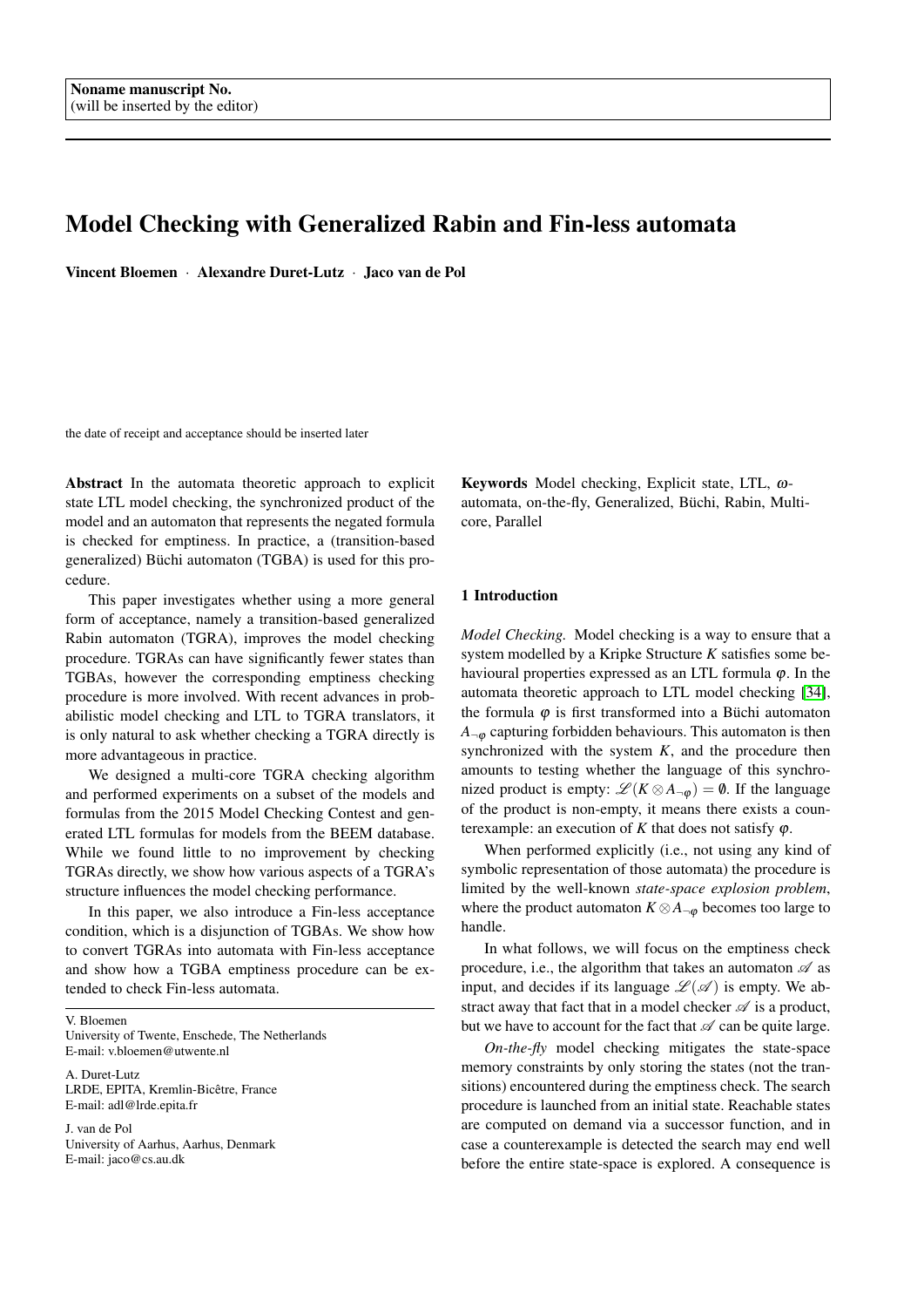Noname manuscript No.
(will be inserted by the editor)

# Model Checking with Generalized Rabin and Fin-less automata

**Vincent Bloemen · Alexandre Duret-Lutz · Jaco van de Pol**

the date of receipt and acceptance should be inserted later

**Abstract** In the automata theoretic approach to explicit state LTL model checking, the synchronized product of the model and an automaton that represents the negated formula is checked for emptiness. In practice, a (transition-based generalized) Büchi automaton (TGBA) is used for this procedure.

This paper investigates whether using a more general form of acceptance, namely a transition-based generalized Rabin automaton (TGRA), improves the model checking procedure. TGRAs can have significantly fewer states than TGBAs, however the corresponding emptiness checking procedure is more involved. With recent advances in probabilistic model checking and LTL to TGRA translators, it is only natural to ask whether checking a TGRA directly is more advantageous in practice.

We designed a multi-core TGRA checking algorithm and performed experiments on a subset of the models and formulas from the 2015 Model Checking Contest and generated LTL formulas for models from the BEEM database. While we found little to no improvement by checking TGRAs directly, we show how various aspects of a TGRA's structure influences the model checking performance.

In this paper, we also introduce a Fin-less acceptance condition, which is a disjunction of TGBAs. We show how to convert TGRAs into automata with Fin-less acceptance and show how a TGBA emptiness procedure can be extended to check Fin-less automata.

**Keywords** Model checking, Explicit state, LTL, $\omega$-automata, on-the-fly, Generalized, Büchi, Rabin, Multi-core, Parallel

V. Bloemen
University of Twente, Enschede, The Netherlands
E-mail: v.bloemen@utwente.nl

A. Duret-Lutz
LRDE, EPITA, Kremlin-Bicêtre, France
E-mail: adl@lrde.epita.fr

J. van de Pol
University of Aarhus, Aarhus, Denmark
E-mail: jaco@cs.au.dk

## 1 Introduction

*Model Checking.* Model checking is a way to ensure that a system modelled by a Kripke Structure $K$ satisfies some behavioural properties expressed as an LTL formula $\varphi$. In the automata theoretic approach to LTL model checking [34], the formula $\varphi$ is first transformed into a Büchi automaton $A_{\neg\varphi}$ capturing forbidden behaviours. This automaton is then synchronized with the system $K$, and the procedure then amounts to testing whether the language of this synchronized product is empty: $\mathscr{L}(K \otimes A_{\neg\varphi}) = \emptyset$. If the language of the product is non-empty, it means there exists a counterexample: an execution of $K$ that does not satisfy $\varphi$.

When performed explicitly (i.e., not using any kind of symbolic representation of those automata) the procedure is limited by the well-known *state-space explosion problem*, where the product automaton $K \otimes A_{\neg\varphi}$ becomes too large to handle.

In what follows, we will focus on the emptiness check procedure, i.e., the algorithm that takes an automaton $\mathscr{A}$ as input, and decides if its language $\mathscr{L}(\mathscr{A})$ is empty. We abstract away that fact that in a model checker $\mathscr{A}$ is a product, but we have to account for the fact that $\mathscr{A}$ can be quite large.

*On-the-fly* model checking mitigates the state-space memory constraints by only storing the states (not the transitions) encountered during the emptiness check. The search procedure is launched from an initial state. Reachable states are computed on demand via a successor function, and in case a counterexample is detected the search may end well before the entire state-space is explored. A consequence is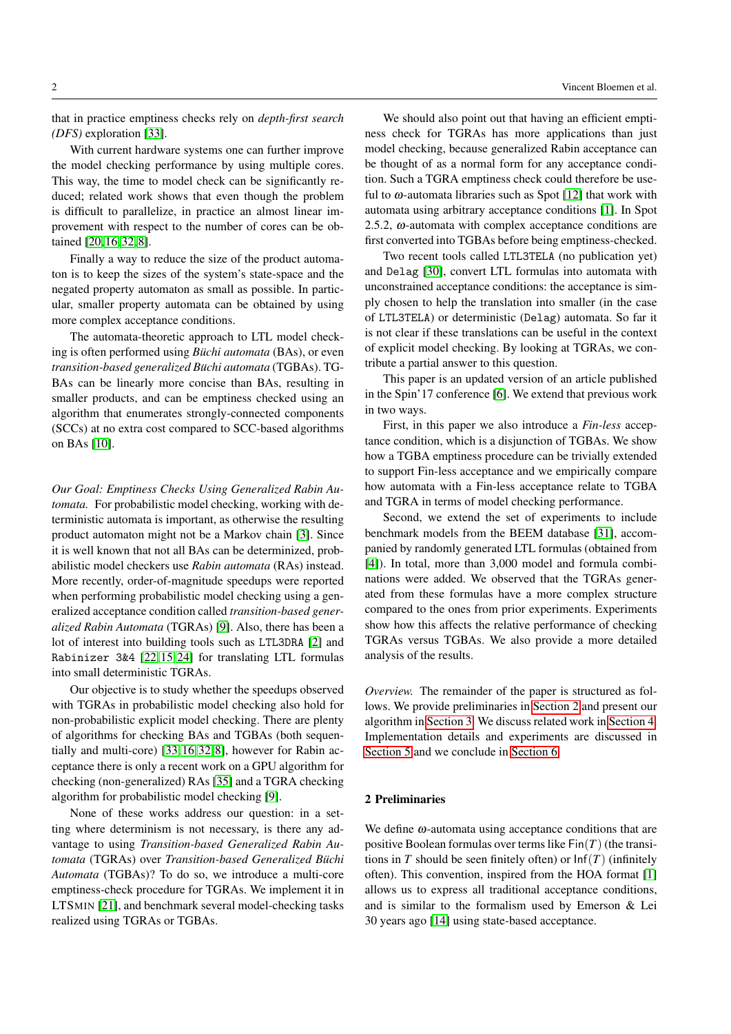that in practice emptiness checks rely on *depth-first search (DFS)* exploration [33].

With current hardware systems one can further improve the model checking performance by using multiple cores. This way, the time to model check can be significantly reduced; related work shows that even though the problem is difficult to parallelize, in practice an almost linear improvement with respect to the number of cores can be obtained [20,16,32,8].

Finally a way to reduce the size of the product automaton is to keep the sizes of the system's state-space and the negated property automaton as small as possible. In particular, smaller property automata can be obtained by using more complex acceptance conditions.

The automata-theoretic approach to LTL model checking is often performed using *Büchi automata* (BAs), or even *transition-based generalized Büchi automata* (TGBAs). TGBAs can be linearly more concise than BAs, resulting in smaller products, and can be emptiness checked using an algorithm that enumerates strongly-connected components (SCCs) at no extra cost compared to SCC-based algorithms on BAs [10].

*Our Goal: Emptiness Checks Using Generalized Rabin Automata.* For probabilistic model checking, working with deterministic automata is important, as otherwise the resulting product automaton might not be a Markov chain [3]. Since it is well known that not all BAs can be determinized, probabilistic model checkers use *Rabin automata* (RAs) instead. More recently, order-of-magnitude speedups were reported when performing probabilistic model checking using a generalized acceptance condition called *transition-based generalized Rabin Automata* (TGRAs) [9]. Also, there has been a lot of interest into building tools such as `LTL3DRA` [2] and `Rabinizer 3&4` [22,15,24] for translating LTL formulas into small deterministic TGRAs.

Our objective is to study whether the speedups observed with TGRAs in probabilistic model checking also hold for non-probabilistic explicit model checking. There are plenty of algorithms for checking BAs and TGBAs (both sequentially and multi-core) [33,16,32,8], however for Rabin acceptance there is only a recent work on a GPU algorithm for checking (non-generalized) RAs [35] and a TGRA checking algorithm for probabilistic model checking [9].

None of these works address our question: in a setting where determinism is not necessary, is there any advantage to using *Transition-based Generalized Rabin Automata* (TGRAs) over *Transition-based Generalized Büchi Automata* (TGBAs)? To do so, we introduce a multi-core emptiness-check procedure for TGRAs. We implement it in LTSMIN [21], and benchmark several model-checking tasks realized using TGRAs or TGBAs.

We should also point out that having an efficient emptiness check for TGRAs has more applications than just model checking, because generalized Rabin acceptance can be thought of as a normal form for any acceptance condition. Such a TGRA emptiness check could therefore be useful to $\omega$-automata libraries such as Spot [12] that work with automata using arbitrary acceptance conditions [1]. In Spot 2.5.2, $\omega$-automata with complex acceptance conditions are first converted into TGBAs before being emptiness-checked.

Two recent tools called `LTL3TELA` (no publication yet) and `Delag` [30], convert LTL formulas into automata with unconstrained acceptance conditions: the acceptance is simply chosen to help the translation into smaller (in the case of `LTL3TELA`) or deterministic (`Delag`) automata. So far it is not clear if these translations can be useful in the context of explicit model checking. By looking at TGRAs, we contribute a partial answer to this question.

This paper is an updated version of an article published in the Spin'17 conference [6]. We extend that previous work in two ways.

First, in this paper we also introduce a *Fin-less* acceptance condition, which is a disjunction of TGBAs. We show how a TGBA emptiness procedure can be trivially extended to support Fin-less acceptance and we empirically compare how automata with a Fin-less acceptance relate to TGBA and TGRA in terms of model checking performance.

Second, we extend the set of experiments to include benchmark models from the BEEM database [31], accompanied by randomly generated LTL formulas (obtained from [4]). In total, more than 3,000 model and formula combinations were added. We observed that the TGRAs generated from these formulas have a more complex structure compared to the ones from prior experiments. Experiments show how this affects the relative performance of checking TGRAs versus TGBAs. We also provide a more detailed analysis of the results.

*Overview.* The remainder of the paper is structured as follows. We provide preliminaries in Section 2 and present our algorithm in Section 3. We discuss related work in Section 4. Implementation details and experiments are discussed in Section 5 and we conclude in Section 6.

## 2 Preliminaries

We define $\omega$-automata using acceptance conditions that are positive Boolean formulas over terms like $\mathsf{Fin}(T)$ (the transitions in $T$ should be seen finitely often) or $\mathsf{Inf}(T)$ (infinitely often). This convention, inspired from the HOA format [1] allows us to express all traditional acceptance conditions, and is similar to the formalism used by Emerson & Lei 30 years ago [14] using state-based acceptance.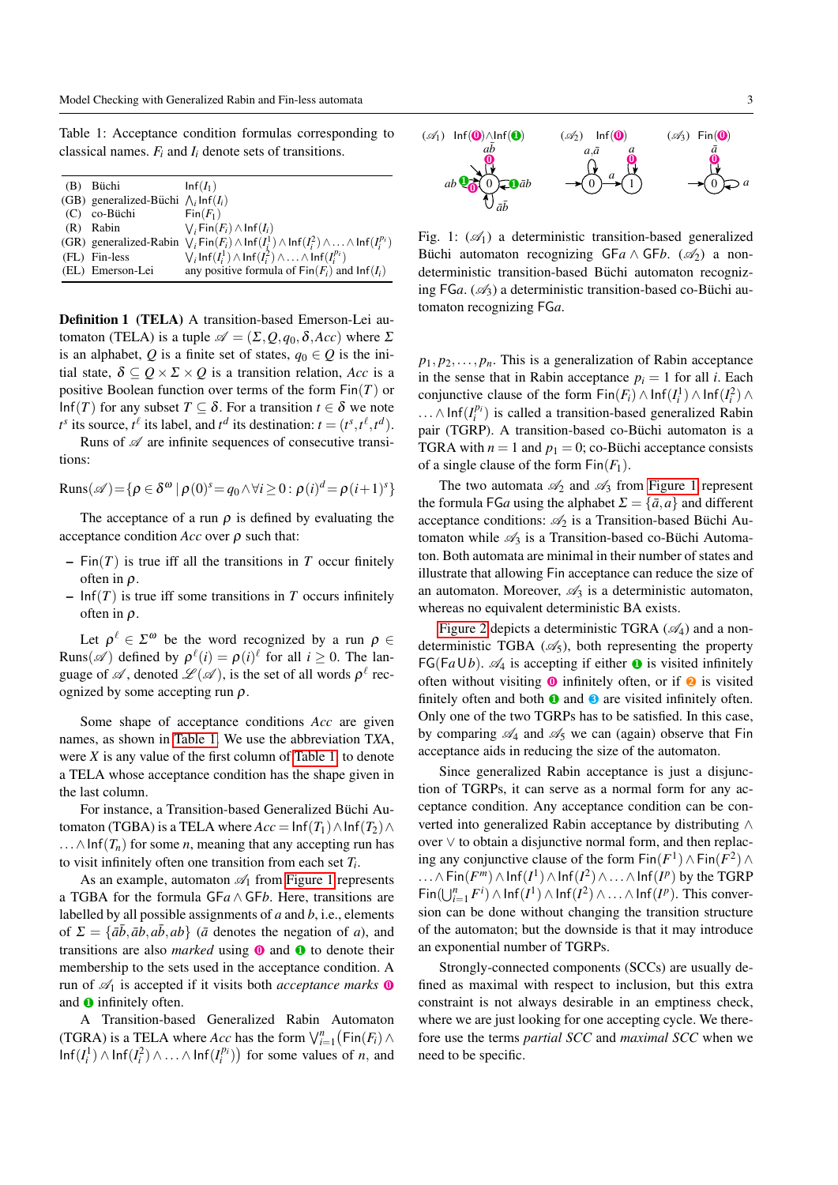Table 1: Acceptance condition formulas corresponding to classical names. $F_i$ and $I_i$ denote sets of transitions.

| | | |
|---|---|---|
| (B) | Büchi | $\mathsf{Inf}(I_1)$ |
| (GB) | generalized-Büchi | $\bigwedge_i \mathsf{Inf}(I_i)$ |
| (C) | co-Büchi | $\mathsf{Fin}(F_1)$ |
| (R) | Rabin | $\bigvee_i \mathsf{Fin}(F_i) \wedge \mathsf{Inf}(I_i)$ |
| (GR) | generalized-Rabin | $\bigvee_i \mathsf{Fin}(F_i) \wedge \mathsf{Inf}(I_i^1) \wedge \mathsf{Inf}(I_i^2) \wedge \ldots \wedge \mathsf{Inf}(I_i^{p_i})$ |
| (FL) | Fin-less | $\bigvee_i \mathsf{Inf}(I_i^1) \wedge \mathsf{Inf}(I_i^2) \wedge \ldots \wedge \mathsf{Inf}(I_i^{p_i})$ |
| (EL) | Emerson-Lei | any positive formula of $\mathsf{Fin}(F_i)$ and $\mathsf{Inf}(I_i)$ |

**Definition 1 (TELA)** A transition-based Emerson-Lei automaton (TELA) is a tuple $\mathscr{A} = (\Sigma, Q, q_0, \delta, Acc)$ where $\Sigma$ is an alphabet, $Q$ is a finite set of states, $q_0 \in Q$ is the initial state, $\delta \subseteq Q \times \Sigma \times Q$ is a transition relation, $Acc$ is a positive Boolean function over terms of the form $\mathsf{Fin}(T)$ or $\mathsf{Inf}(T)$ for any subset $T \subseteq \delta$. For a transition $t \in \delta$ we note $t^s$ its source, $t^\ell$ its label, and $t^d$ its destination: $t = (t^s, t^\ell, t^d)$.

Runs of $\mathscr{A}$ are infinite sequences of consecutive transitions:

$$\mathrm{Runs}(\mathscr{A}) = \{\rho \in \delta^\omega \mid \rho(0)^s = q_0 \wedge \forall i \geq 0 : \rho(i)^d = \rho(i+1)^s\}$$

The acceptance of a run $\rho$ is defined by evaluating the acceptance condition $Acc$ over $\rho$ such that:

- $\mathsf{Fin}(T)$ is true iff all the transitions in $T$ occur finitely often in $\rho$.
- $\mathsf{Inf}(T)$ is true iff some transitions in $T$ occurs infinitely often in $\rho$.

Let $\rho^\ell \in \Sigma^\omega$ be the word recognized by a run $\rho \in \mathrm{Runs}(\mathscr{A})$ defined by $\rho^\ell(i) = \rho(i)^\ell$ for all $i \geq 0$. The language of $\mathscr{A}$, denoted $\mathscr{L}(\mathscr{A})$, is the set of all words $\rho^\ell$ recognized by some accepting run $\rho$.

Some shape of acceptance conditions $Acc$ are given names, as shown in Table 1. We use the abbreviation T$X$A, were $X$ is any value of the first column of Table 1, to denote a TELA whose acceptance condition has the shape given in the last column.

For instance, a Transition-based Generalized Büchi Automaton (TGBA) is a TELA where $Acc = \mathsf{Inf}(T_1) \wedge \mathsf{Inf}(T_2) \wedge \ldots \wedge \mathsf{Inf}(T_n)$ for some $n$, meaning that any accepting run has to visit infinitely often one transition from each set $T_i$.

As an example, automaton $\mathscr{A}_1$ from Figure 1 represents a TGBA for the formula $\mathsf{GF}a \wedge \mathsf{GF}b$. Here, transitions are labelled by all possible assignments of $a$ and $b$, i.e., elements of $\Sigma = \{\bar{a}\bar{b}, \bar{a}b, a\bar{b}, ab\}$ ($\bar{a}$ denotes the negation of $a$), and transitions are also *marked* using ⓿ and ❶ to denote their membership to the sets used in the acceptance condition. A run of $\mathscr{A}_1$ is accepted if it visits both *acceptance marks* ⓿ and ❶ infinitely often.

A Transition-based Generalized Rabin Automaton (TGRA) is a TELA where $Acc$ has the form $\bigvee_{i=1}^{n}(\mathsf{Fin}(F_i) \wedge \mathsf{Inf}(I_i^1) \wedge \mathsf{Inf}(I_i^2) \wedge \ldots \wedge \mathsf{Inf}(I_i^{p_i}))$ for some values of $n$, and $p_1, p_2, \ldots, p_n$. This is a generalization of Rabin acceptance in the sense that in Rabin acceptance $p_i = 1$ for all $i$. Each conjunctive clause of the form $\mathsf{Fin}(F_i) \wedge \mathsf{Inf}(I_i^1) \wedge \mathsf{Inf}(I_i^2) \wedge \ldots \wedge \mathsf{Inf}(I_i^{p_i})$ is called a transition-based generalized Rabin pair (TGRP). A transition-based co-Büchi automaton is a TGRA with $n = 1$ and $p_1 = 0$; co-Büchi acceptance consists of a single clause of the form $\mathsf{Fin}(F_1)$.

Fig. 1: ($\mathscr{A}_1$) a deterministic transition-based generalized Büchi automaton recognizing $\mathsf{GF}a \wedge \mathsf{GF}b$. ($\mathscr{A}_2$) a non-deterministic transition-based Büchi automaton recognizing $\mathsf{FG}a$. ($\mathscr{A}_3$) a deterministic transition-based co-Büchi automaton recognizing $\mathsf{FG}a$.

The two automata $\mathscr{A}_2$ and $\mathscr{A}_3$ from Figure 1 represent the formula $\mathsf{FG}a$ using the alphabet $\Sigma = \{\bar{a}, a\}$ and different acceptance conditions: $\mathscr{A}_2$ is a Transition-based Büchi Automaton while $\mathscr{A}_3$ is a Transition-based co-Büchi Automaton. Both automata are minimal in their number of states and illustrate that allowing Fin acceptance can reduce the size of an automaton. Moreover, $\mathscr{A}_3$ is a deterministic automaton, whereas no equivalent deterministic BA exists.

Figure 2 depicts a deterministic TGRA ($\mathscr{A}_4$) and a non-deterministic TGBA ($\mathscr{A}_5$), both representing the property $\mathsf{FG}(\mathsf{F}a \,\mathsf{U}\, b)$. $\mathscr{A}_4$ is accepting if either ❶ is visited infinitely often without visiting ⓿ infinitely often, or if ❷ is visited finitely often and both ❶ and ❸ are visited infinitely often. Only one of the two TGRPs has to be satisfied. In this case, by comparing $\mathscr{A}_4$ and $\mathscr{A}_5$ we can (again) observe that Fin acceptance aids in reducing the size of the automaton.

Since generalized Rabin acceptance is just a disjunction of TGRPs, it can serve as a normal form for any acceptance condition. Any acceptance condition can be converted into generalized Rabin acceptance by distributing $\wedge$ over $\vee$ to obtain a disjunctive normal form, and then replacing any conjunctive clause of the form $\mathsf{Fin}(F^1) \wedge \mathsf{Fin}(F^2) \wedge \ldots \wedge \mathsf{Fin}(F^m) \wedge \mathsf{Inf}(I^1) \wedge \mathsf{Inf}(I^2) \wedge \ldots \wedge \mathsf{Inf}(I^p)$ by the TGRP $\mathsf{Fin}(\bigcup_{i=1}^{n} F^i) \wedge \mathsf{Inf}(I^1) \wedge \mathsf{Inf}(I^2) \wedge \ldots \wedge \mathsf{Inf}(I^p)$. This conversion can be done without changing the transition structure of the automaton; but the downside is that it may introduce an exponential number of TGRPs.

Strongly-connected components (SCCs) are usually defined as maximal with respect to inclusion, but this extra constraint is not always desirable in an emptiness check, where we are just looking for one accepting cycle. We therefore use the terms *partial SCC* and *maximal SCC* when we need to be specific.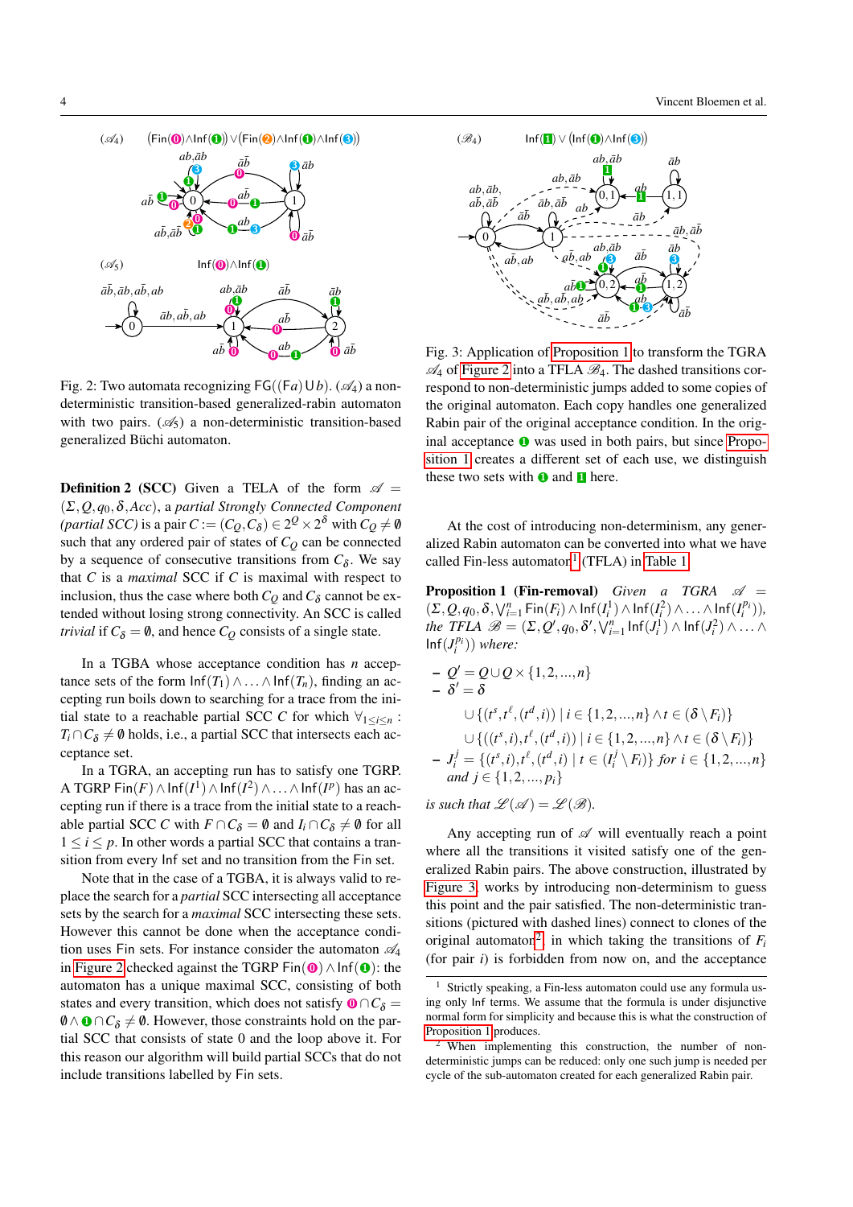Fig. 2: Two automata recognizing $\mathsf{FG}((\mathsf{F}a)\,\mathsf{U}\,b)$. $(\mathscr{A}_4)$ a non-deterministic transition-based generalized-rabin automaton with two pairs. $(\mathscr{A}_5)$ a non-deterministic transition-based generalized Büchi automaton.

**Definition 2 (SCC)** Given a TELA of the form $\mathscr{A} = (\Sigma, Q, q_0, \delta, Acc)$, a *partial Strongly Connected Component (partial SCC)* is a pair $C := (C_Q, C_\delta) \in 2^Q \times 2^\delta$ with $C_Q \neq \emptyset$ such that any ordered pair of states of $C_Q$ can be connected by a sequence of consecutive transitions from $C_\delta$. We say that $C$ is a *maximal* SCC if $C$ is maximal with respect to inclusion, thus the case where both $C_Q$ and $C_\delta$ cannot be extended without losing strong connectivity. An SCC is called *trivial* if $C_\delta = \emptyset$, and hence $C_Q$ consists of a single state.

In a TGBA whose acceptance condition has $n$ acceptance sets of the form $\mathsf{Inf}(T_1) \wedge \ldots \wedge \mathsf{Inf}(T_n)$, finding an accepting run boils down to searching for a trace from the initial state to a reachable partial SCC $C$ for which $\forall_{1\leq i\leq n} : T_i \cap C_\delta \neq \emptyset$ holds, i.e., a partial SCC that intersects each acceptance set.

In a TGRA, an accepting run has to satisfy one TGRP. A TGRP $\mathsf{Fin}(F) \wedge \mathsf{Inf}(I^1) \wedge \mathsf{Inf}(I^2) \wedge \ldots \wedge \mathsf{Inf}(I^p)$ has an accepting run if there is a trace from the initial state to a reachable partial SCC $C$ with $F \cap C_\delta = \emptyset$ and $I_i \cap C_\delta \neq \emptyset$ for all $1 \leq i \leq p$. In other words a partial SCC that contains a transition from every Inf set and no transition from the Fin set.

Note that in the case of a TGBA, it is always valid to replace the search for a *partial* SCC intersecting all acceptance sets by the search for a *maximal* SCC intersecting these sets. However this cannot be done when the acceptance condition uses Fin sets. For instance consider the automaton $\mathscr{A}_4$ in Figure 2 checked against the TGRP $\mathsf{Fin}(⓿) \wedge \mathsf{Inf}(❶)$: the automaton has a unique maximal SCC, consisting of both states and every transition, which does not satisfy $⓿ \cap C_\delta = \emptyset \wedge ❶ \cap C_\delta \neq \emptyset$. However, those constraints hold on the partial SCC that consists of state 0 and the loop above it. For this reason our algorithm will build partial SCCs that do not include transitions labelled by Fin sets.

Fig. 3: Application of Proposition 1 to transform the TGRA $\mathscr{A}_4$ of Figure 2 into a TFLA $\mathscr{B}_4$. The dashed transitions correspond to non-deterministic jumps added to some copies of the original automaton. Each copy handles one generalized Rabin pair of the original acceptance condition. In the original acceptance ❶ was used in both pairs, but since Proposition 1 creates a different set of each use, we distinguish these two sets with ❶ and ■1 here.

At the cost of introducing non-determinism, any generalized Rabin automaton can be converted into what we have called Fin-less automaton[1] (TFLA) in Table 1.

**Proposition 1 (Fin-removal)** *Given a TGRA* $\mathscr{A} = (\Sigma, Q, q_0, \delta, \bigvee_{i=1}^{n} \mathsf{Fin}(F_i) \wedge \mathsf{Inf}(I_i^1) \wedge \mathsf{Inf}(I_i^2) \wedge \ldots \wedge \mathsf{Inf}(I_i^{p_i}))$, *the TFLA* $\mathscr{B} = (\Sigma, Q', q_0, \delta', \bigvee_{i=1}^{n} \mathsf{Inf}(J_i^1) \wedge \mathsf{Inf}(J_i^2) \wedge \ldots \wedge \mathsf{Inf}(J_i^{p_i}))$ *where:*

- $Q' = Q \cup Q \times \{1, 2, ..., n\}$
- $\delta' = \delta$
  $\cup \{(t^s, t^\ell, (t^d, i)) \mid i \in \{1, 2, ..., n\} \wedge t \in (\delta \setminus F_i)\}$
  $\cup \{((t^s, i), t^\ell, (t^d, i)) \mid i \in \{1, 2, ..., n\} \wedge t \in (\delta \setminus F_i)\}$
- $J_i^j = \{(t^s, i), t^\ell, (t^d, i) \mid t \in (I_i^j \setminus F_i)\}$ *for* $i \in \{1, 2, ..., n\}$ *and* $j \in \{1, 2, ..., p_i\}$

*is such that* $\mathscr{L}(\mathscr{A}) = \mathscr{L}(\mathscr{B})$.

Any accepting run of $\mathscr{A}$ will eventually reach a point where all the transitions it visited satisfy one of the generalized Rabin pairs. The above construction, illustrated by Figure 3, works by introducing non-determinism to guess this point and the pair satisfied. The non-deterministic transitions (pictured with dashed lines) connect to clones of the original automaton[2], in which taking the transitions of $F_i$ (for pair $i$) is forbidden from now on, and the acceptance

[1] Strictly speaking, a Fin-less automaton could use any formula using only Inf terms. We assume that the formula is under disjunctive normal form for simplicity and because this is what the construction of Proposition 1 produces.

[2] When implementing this construction, the number of non-deterministic jumps can be reduced: only one such jump is needed per cycle of the sub-automaton created for each generalized Rabin pair.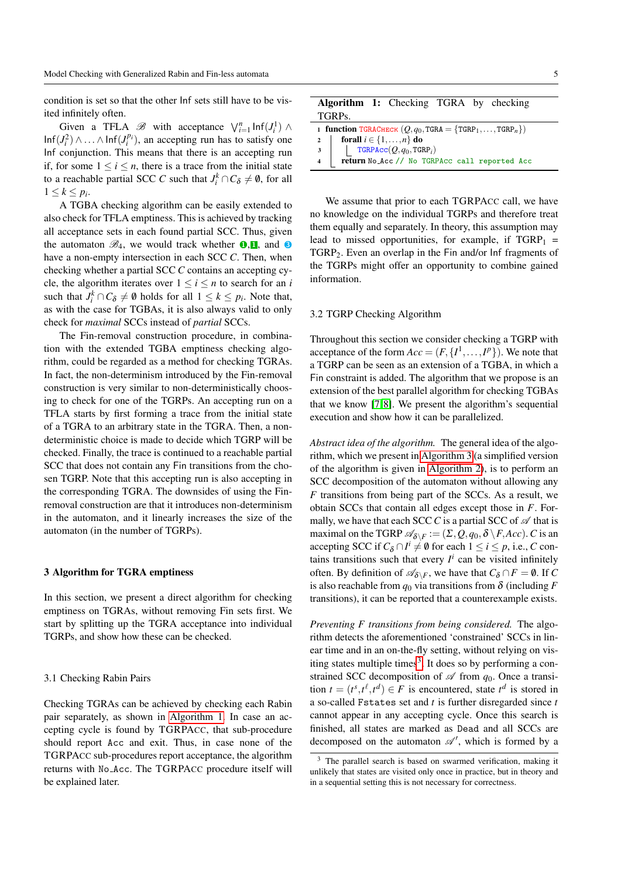condition is set so that the other Inf sets still have to be visited infinitely often.

Given a TFLA $\mathscr{B}$ with acceptance $\bigvee_{i=1}^{n} \mathsf{Inf}(J_i^1) \wedge \mathsf{Inf}(J_i^2) \wedge \ldots \wedge \mathsf{Inf}(J_i^{p_i})$, an accepting run has to satisfy one Inf conjunction. This means that there is a run if, for some $1 \leq i \leq n$, there is a trace from the initial state to a reachable partial SCC $C$ such that $J_i^k \cap C_\delta \neq \emptyset$, for all $1 \leq k \leq p_i$.

A TGBA checking algorithm can be easily extended to also check for TFLA emptiness. This is achieved by tracking all acceptance sets in each found partial SCC. Thus, given the automaton $\mathscr{B}_4$, we would track whether ❶,❶, and ❸ have a non-empty intersection in each SCC $C$. Then, when checking whether a partial SCC $C$ contains an accepting cycle, the algorithm iterates over $1 \leq i \leq n$ to search for an $i$ such that $J_i^k \cap C_\delta \neq \emptyset$ holds for all $1 \leq k \leq p_i$. Note that, as with the case for TGBAs, it is also always valid to only check for *maximal* SCCs instead of *partial* SCCs.

The Fin-removal construction procedure, in combination with the extended TGBA emptiness checking algorithm, could be regarded as a method for checking TGRAs. In fact, the non-determinism introduced by the Fin-removal construction is very similar to non-deterministically choosing to check for one of the TGRPs. An accepting run on a TFLA starts by first forming a trace from the initial state of a TGRA to an arbitrary state in the TGRA. Then, a non-deterministic choice is made to decide which TGRP will be checked. Finally, the trace is continued to a reachable partial SCC that does not contain any Fin transitions from the chosen TGRP. Note that this accepting run is also accepting in the corresponding TGRA. The downsides of using the Fin-removal construction are that it introduces non-determinism in the automaton, and it linearly increases the size of the automaton (in the number of TGRPs).

## 3 Algorithm for TGRA emptiness

In this section, we present a direct algorithm for checking emptiness on TGRAs, without removing Fin sets first. We start by splitting up the TGRA acceptance into individual TGRPs, and show how these can be checked.

### 3.1 Checking Rabin Pairs

Checking TGRAs can be achieved by checking each Rabin pair separately, as shown in Algorithm 1. In case an accepting cycle is found by TGRPACC, that sub-procedure should report Acc and exit. Thus, in case none of the TGRPACC sub-procedures report acceptance, the algorithm returns with No_Acc. The TGRPACC procedure itself will be explained later.

**Algorithm 1:** Checking TGRA by checking TGRPs.

```
1 function TGRACHECK (Q, q0, TGRA = {TGRP1, ..., TGRPn})
2   forall i ∈ {1, ..., n} do
3     TGRPAcc(Q, q0, TGRPi)
4   return No_Acc // No TGRPAcc call reported Acc
```

We assume that prior to each TGRPACC call, we have no knowledge on the individual TGRPs and therefore treat them equally and separately. In theory, this assumption may lead to missed opportunities, for example, if $\mathtt{TGRP}_1 = \mathtt{TGRP}_2$. Even an overlap in the Fin and/or Inf fragments of the TGRPs might offer an opportunity to combine gained information.

### 3.2 TGRP Checking Algorithm

Throughout this section we consider checking a TGRP with acceptance of the form $Acc = (F, \{I^1, \ldots, I^p\})$. We note that a TGRP can be seen as an extension of a TGBA, in which a Fin constraint is added. The algorithm that we propose is an extension of the best parallel algorithm for checking TGBAs that we know [7,8]. We present the algorithm's sequential execution and show how it can be parallelized.

*Abstract idea of the algorithm.* The general idea of the algorithm, which we present in Algorithm 3 (a simplified version of the algorithm is given in Algorithm 2), is to perform an SCC decomposition of the automaton without allowing any $F$ transitions from being part of the SCCs. As a result, we obtain SCCs that contain all edges except those in $F$. Formally, we have that each SCC $C$ is a partial SCC of $\mathscr{A}$ that is maximal on the TGRP $\mathscr{A}_{\delta \setminus F} := (\Sigma, Q, q_0, \delta \setminus F, Acc)$. $C$ is an accepting SCC if $C_\delta \cap I^i \neq \emptyset$ for each $1 \leq i \leq p$, i.e., $C$ contains transitions such that every $I^i$ can be visited infinitely often. By definition of $\mathscr{A}_{\delta \setminus F}$, we have that $C_\delta \cap F = \emptyset$. If $C$ is also reachable from $q_0$ via transitions from $\delta$ (including $F$ transitions), it can be reported that a counterexample exists.

*Preventing $F$ transitions from being considered.* The algorithm detects the aforementioned 'constrained' SCCs in linear time and in an on-the-fly setting, without relying on visiting states multiple times[3]. It does so by performing a constrained SCC decomposition of $\mathscr{A}$ from $q_0$. Once a transition $t = (t^s, t^\ell, t^d) \in F$ is encountered, state $t^d$ is stored in a so-called Fstates set and $t$ is further disregarded since $t$ cannot appear in any accepting cycle. Once this search is finished, all states are marked as Dead and all SCCs are decomposed on the automaton $\mathscr{A}'$, which is formed by a

[3] The parallel search is based on swarmed verification, making it unlikely that states are visited only once in practice, but in theory and in a sequential setting this is not necessary for correctness.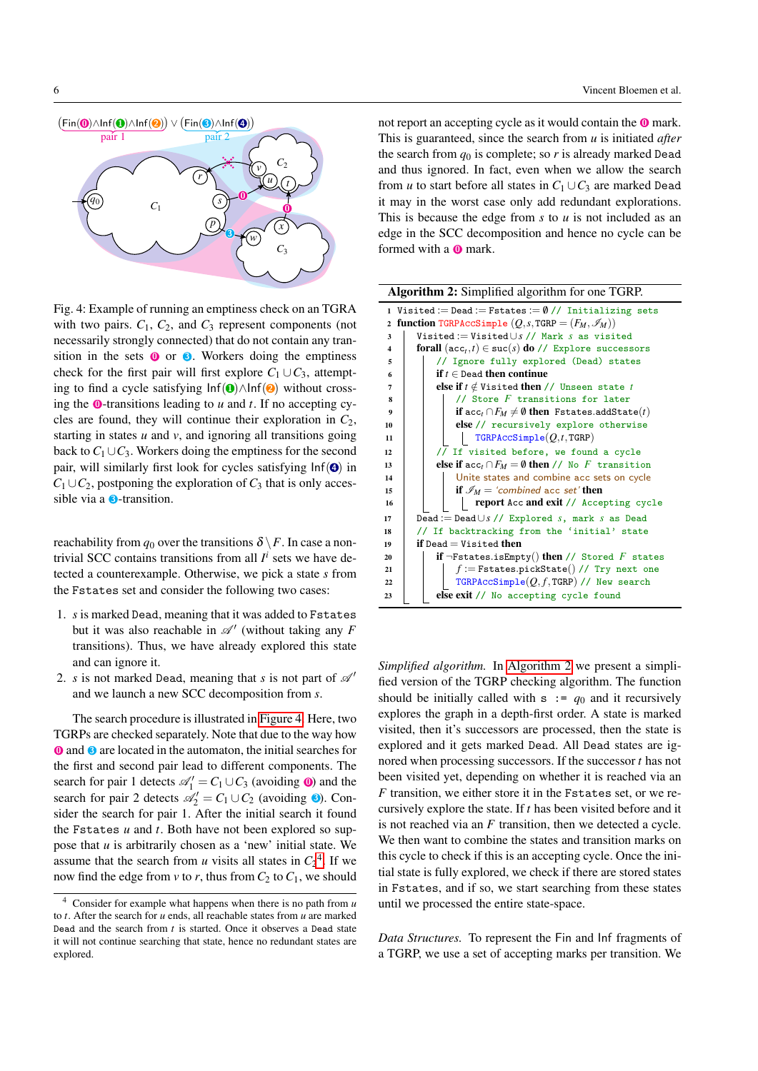Fig. 4: Example of running an emptiness check on an TGRA with two pairs. $C_1$, $C_2$, and $C_3$ represent components (not necessarily strongly connected) that do not contain any transition in the sets ⓿ or ❸. Workers doing the emptiness check for the first pair will first explore $C_1 \cup C_3$, attempting to find a cycle satisfying Inf(❶)∧Inf(❷) without crossing the ⓿-transitions leading to $u$ and $t$. If no accepting cycles are found, they will continue their exploration in $C_2$, starting in states $u$ and $v$, and ignoring all transitions going back to $C_1 \cup C_3$. Workers doing the emptiness for the second pair, will similarly first look for cycles satisfying Inf(❹) in $C_1 \cup C_2$, postponing the exploration of $C_3$ that is only accessible via a ❸-transition.

reachability from $q_0$ over the transitions $\delta \setminus F$. In case a non-trivial SCC contains transitions from all $I^i$ sets we have detected a counterexample. Otherwise, we pick a state $s$ from the `Fstates` set and consider the following two cases:

1. $s$ is marked `Dead`, meaning that it was added to `Fstates` but it was also reachable in $\mathscr{A}'$ (without taking any $F$ transitions). Thus, we have already explored this state and can ignore it.
2. $s$ is not marked `Dead`, meaning that $s$ is not part of $\mathscr{A}'$ and we launch a new SCC decomposition from $s$.

The search procedure is illustrated in Figure 4. Here, two TGRPs are checked separately. Note that due to the way how ⓿ and ❸ are located in the automaton, the initial searches for the first and second pair lead to different components. The search for pair 1 detects $\mathscr{A}'_1 = C_1 \cup C_3$ (avoiding ⓿) and the search for pair 2 detects $\mathscr{A}'_2 = C_1 \cup C_2$ (avoiding ❸). Consider the search for pair 1. After the initial search it found the `Fstates` $u$ and $t$. Both have not been explored so suppose that $u$ is arbitrarily chosen as a 'new' initial state. We assume that the search from $u$ visits all states in $C_2$[4]. If we now find the edge from $v$ to $r$, thus from $C_2$ to $C_1$, we should not report an accepting cycle as it would contain the ⓿ mark. This is guaranteed, since the search from $u$ is initiated *after* the search from $q_0$ is complete; so $r$ is already marked `Dead` and thus ignored. In fact, even when we allow the search from $u$ to start before all states in $C_1 \cup C_3$ are marked `Dead` it may in the worst case only add redundant explorations. This is because the edge from $s$ to $u$ is not included as an edge in the SCC decomposition and hence no cycle can be formed with a ⓿ mark.

[4] Consider for example what happens when there is no path from $u$ to $t$. After the search for $u$ ends, all reachable states from $u$ are marked `Dead` and the search from $t$ is started. Once it observes a `Dead` state it will not continue searching that state, hence no redundant states are explored.

**Algorithm 2:** Simplified algorithm for one TGRP.

```
1  Visited := Dead := Fstates := ∅ // Initializing sets
2  function TGRPAccSimple(Q, s, TGRP = (F_M, I_M))
3      Visited := Visited ∪ s // Mark s as visited
4      forall (acc_t, t) ∈ suc(s) do // Explore successors
5          // Ignore fully explored (Dead) states
6          if t ∈ Dead then continue
7          else if t ∉ Visited then // Unseen state t
8              // Store F transitions for later
9              if acc_t ∩ F_M ≠ ∅ then Fstates.addState(t)
10             else // recursively explore otherwise
11                 TGRPAccSimple(Q, t, TGRP)
12         // If visited before, we found a cycle
13         else if acc_t ∩ F_M = ∅ then // No F transition
14             Unite states and combine acc sets on cycle
15             if I_M = 'combined acc set' then
16                 report Acc and exit // Accepting cycle
17     Dead := Dead ∪ s // Explored s, mark s as Dead
18     // If backtracking from the 'initial' state
19     if Dead = Visited then
20         if ¬Fstates.isEmpty() then // Stored F states
21             f := Fstates.pickState() // Try next one
22             TGRPAccSimple(Q, f, TGRP) // New search
23         else exit // No accepting cycle found
```

*Simplified algorithm.* In Algorithm 2 we present a simplified version of the TGRP checking algorithm. The function should be initially called with `s` := $q_0$ and it recursively explores the graph in a depth-first order. A state is marked visited, then it's successors are processed, then the state is explored and it gets marked `Dead`. All `Dead` states are ignored when processing successors. If the successor $t$ has not been visited yet, depending on whether it is reached via an $F$ transition, we either store it in the `Fstates` set, or we recursively explore the state. If $t$ has been visited before and it is not reached via an $F$ transition, then we detected a cycle. We then want to combine the states and transition marks on this cycle to check if this is an accepting cycle. Once the initial state is fully explored, we check if there are stored states in `Fstates`, and if so, we start searching from these states until we processed the entire state-space.

*Data Structures.* To represent the Fin and Inf fragments of a TGRP, we use a set of accepting marks per transition. We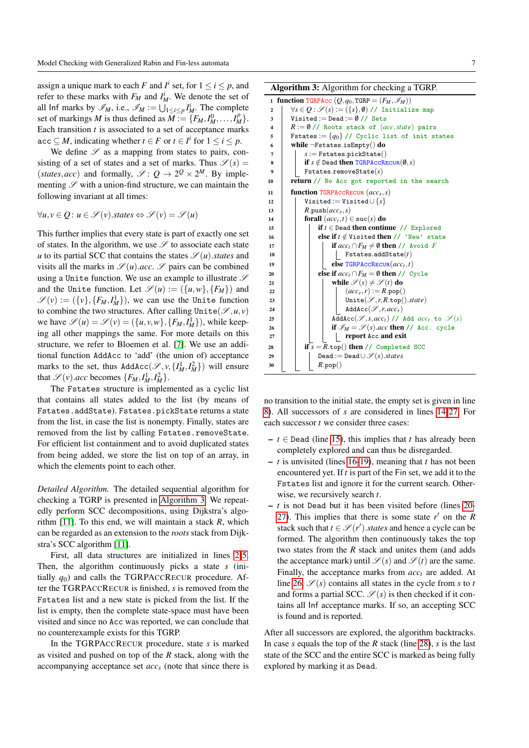assign a unique mark to each $F$ and $I^i$ set, for $1 \le i \le p$, and refer to these marks with $F_M$ and $I^i_M$. We denote the set of all Inf marks by $\mathscr{I}_M$, i.e., $\mathscr{I}_M := \bigcup_{1 \le i \le p} I^i_M$. The complete set of markings $M$ is thus defined as $M := \{F_M, I^0_M, \ldots, I^p_M\}$. Each transition $t$ is associated to a set of acceptance marks $\texttt{acc} \subseteq M$, indicating whether $t \in F$ or $t \in I^i$ for $1 \le i \le p$.

We define $\mathscr{S}$ as a mapping from states to pairs, consisting of a set of states and a set of marks. Thus $\mathscr{S}(s) = (states, acc)$ and formally, $\mathscr{S} \colon Q \to 2^Q \times 2^M$. By implementing $\mathscr{S}$ with a union-find structure, we can maintain the following invariant at all times:

$$\forall u, v \in Q \colon u \in \mathscr{S}(v).states \Leftrightarrow \mathscr{S}(v) = \mathscr{S}(u)$$

This further implies that every state is part of exactly one set of states. In the algorithm, we use $\mathscr{S}$ to associate each state $u$ to its partial SCC that contains the states $\mathscr{S}(u).states$ and visits all the marks in $\mathscr{S}(u).acc$. $\mathscr{S}$ pairs can be combined using a `Unite` function. We use an example to illustrate $\mathscr{S}$ and the `Unite` function. Let $\mathscr{S}(u) := (\{u, w\}, \{F_M\})$ and $\mathscr{S}(v) := (\{v\}, \{F_M, I^1_M\})$, we can use the `Unite` function to combine the two structures. After calling `Unite`$(\mathscr{S}, u, v)$ we have $\mathscr{S}(u) = \mathscr{S}(v) = (\{u, v, w\}, \{F_M, I^1_M\})$, while keeping all other mappings the same. For more details on this structure, we refer to Bloemen et al. [7]. We use an additional function `AddAcc` to 'add' (the union of) acceptance marks to the set, thus `AddAcc`$(\mathscr{S}, v, \{I^1_M, I^2_M\})$ will ensure that $\mathscr{S}(v).acc$ becomes $\{F_M, I^1_M, I^2_M\}$.

The `Fstates` structure is implemented as a cyclic list that contains all states added to the list (by means of `Fstates.addState`). `Fstates.pickState` returns a state from the list, in case the list is nonempty. Finally, states are removed from the list by calling `Fstates.removeState`. For efficient list containment and to avoid duplicated states from being added, we store the list on top of an array, in which the elements point to each other.

**Algorithm 3:** Algorithm for checking a TGRP.

```
1  function TGRPAcc (Q, q0, TGRP = (F_M, I_M))
2      ∀s ∈ Q : S(s) := ({s}, ∅) // Initialize map
3      Visited := Dead := ∅ // Sets
4      R := ∅ // Roots stack of (acc, state) pairs
5      Fstates := {q0} // Cyclic list of init states
6      while ¬Fstates.isEmpty() do
7          s := Fstates.pickState()
8          if s ∉ Dead then TGRPAccRecur(∅, s)
9          Fstates.removeState(s)
10     return // No Acc got reported in the search
11 function TGRPAccRecur (acc_s, s)
12     Visited := Visited ∪ {s}
13     R.push(acc_s, s)
14     forall (acc_t, t) ∈ suc(s) do
15         if t ∈ Dead then continue // Explored
16         else if t ∉ Visited then // 'New' state
17             if acc_t ∩ F_M ≠ ∅ then // Avoid F
18                 Fstates.addState(t)
19             else TGRPAccRecur(acc_t, t)
20         else if acc_t ∩ F_M = ∅ then // Cycle
21             while S(s) ≠ S(t) do
22                 (acc_r, r) := R.pop()
23                 Unite(S, r, R.top().state)
24                 AddAcc(S, r, acc_r)
25             AddAcc(S, s, acc_t) // Add acc_t to S(s)
26             if I_M = S(s).acc then // Acc. cycle
27                 report Acc and exit
28     if s = R.top() then // Completed SCC
29         Dead := Dead ∪ S(s).states
30         R.pop()
```

*Detailed Algorithm.* The detailed sequential algorithm for checking a TGRP is presented in Algorithm 3. We repeatedly perform SCC decompositions, using Dijkstra's algorithm [11]. To this end, we will maintain a stack $R$, which can be regarded as an extension to the *roots* stack from Dijkstra's SCC algorithm [11].

First, all data structures are initialized in lines 2-5. Then, the algorithm continuously picks a state $s$ (initially $q_0$) and calls the TGRPAccRecur procedure. After the TGRPAccRecur is finished, $s$ is removed from the `Fstates` list and a new state is picked from the list. If the list is empty, then the complete state-space must have been visited and since no `Acc` was reported, we can conclude that no counterexample exists for this TGRP.

In the TGRPAccRecur procedure, state $s$ is marked as visited and pushed on top of the $R$ stack, along with the accompanying acceptance set $acc_s$ (note that since there is no transition to the initial state, the empty set is given in line 8). All successors of $s$ are considered in lines 14-27. For each successor $t$ we consider three cases:

– $t \in$ `Dead` (line 15), this implies that $t$ has already been completely explored and can thus be disregarded.
– $t$ is unvisited (lines 16-19), meaning that $t$ has not been encountered yet. If $t$ is part of the `Fin` set, we add it to the `Fstates` list and ignore it for the current search. Otherwise, we recursively search $t$.
– $t$ is not `Dead` but it has been visited before (lines 20-27). This implies that there is some state $r'$ on the $R$ stack such that $t \in \mathscr{S}(r').states$ and hence a cycle can be formed. The algorithm then continuously takes the top two states from the $R$ stack and unites them (and adds the acceptance mark) until $\mathscr{S}(s)$ and $\mathscr{S}(t)$ are the same. Finally, the acceptance marks from $acc_t$ are added. At line 26, $\mathscr{S}(s)$ contains all states in the cycle from $s$ to $t$ and forms a partial SCC. $\mathscr{S}(s)$ is then checked if it contains all `Inf` acceptance marks. If so, an accepting SCC is found and is reported.

After all successors are explored, the algorithm backtracks. In case $s$ equals the top of the $R$ stack (line 28), $s$ is the last state of the SCC and the entire SCC is marked as being fully explored by marking it as `Dead`.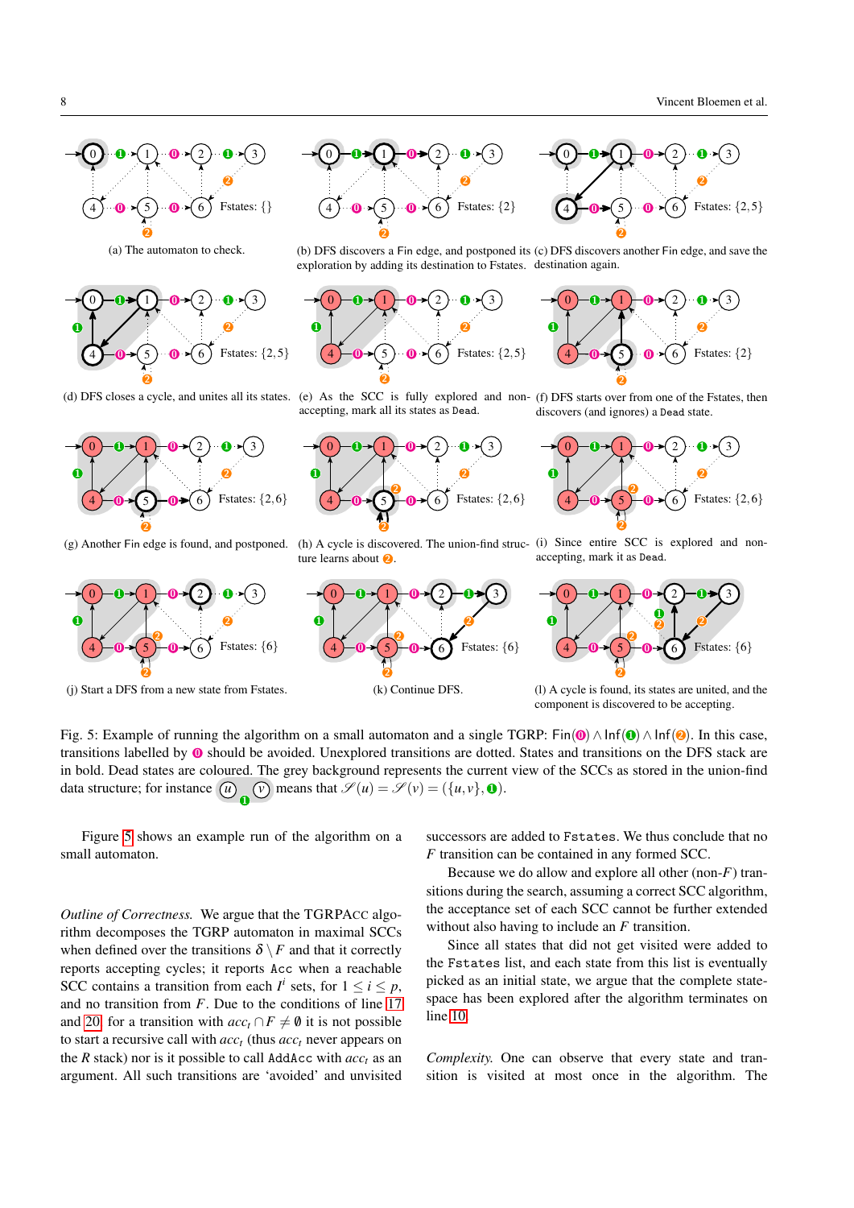(a) The automaton to check.

(b) DFS discovers a Fin edge, and postponed its exploration by adding its destination to Fstates.

(c) DFS discovers another Fin edge, and save the destination again.

(d) DFS closes a cycle, and unites all its states.

(e) As the SCC is fully explored and non-accepting, mark all its states as Dead.

(f) DFS starts over from one of the Fstates, then discovers (and ignores) a Dead state.

(g) Another Fin edge is found, and postponed.

(h) A cycle is discovered. The union-find structure learns about ❷.

(i) Since entire SCC is explored and non-accepting, mark it as Dead.

(j) Start a DFS from a new state from Fstates.

(k) Continue DFS.

(l) A cycle is found, its states are united, and the component is discovered to be accepting.

Fig. 5: Example of running the algorithm on a small automaton and a single TGRP: Fin(⓿) ∧ Inf(❶) ∧ Inf(❷). In this case, transitions labelled by ⓿ should be avoided. Unexplored transitions are dotted. States and transitions on the DFS stack are in bold. Dead states are coloured. The grey background represents the current view of the SCCs as stored in the union-find data structure; for instance (u)❶(v) means that $\mathscr{S}(u) = \mathscr{S}(v) = (\{u, v\}, ❶)$.

Figure 5 shows an example run of the algorithm on a small automaton.

*Outline of Correctness.* We argue that the TGRPAcc algorithm decomposes the TGRP automaton in maximal SCCs when defined over the transitions $\delta \setminus F$ and that it correctly reports accepting cycles; it reports Acc when a reachable SCC contains a transition from each $I^i$ sets, for $1 \leq i \leq p$, and no transition from $F$. Due to the conditions of line 17 and 20 for a transition with $acc_t \cap F \neq \emptyset$ it is not possible to start a recursive call with $acc_t$ (thus $acc_t$ never appears on the $R$ stack) nor is it possible to call AddAcc with $acc_t$ as an argument. All such transitions are 'avoided' and unvisited successors are added to Fstates. We thus conclude that no $F$ transition can be contained in any formed SCC.

Because we do allow and explore all other (non-$F$) transitions during the search, assuming a correct SCC algorithm, the acceptance set of each SCC cannot be further extended without also having to include an $F$ transition.

Since all states that did not get visited were added to the Fstates list, and each state from this list is eventually picked as an initial state, we argue that the complete state-space has been explored after the algorithm terminates on line 10.

*Complexity.* One can observe that every state and transition is visited at most once in the algorithm. The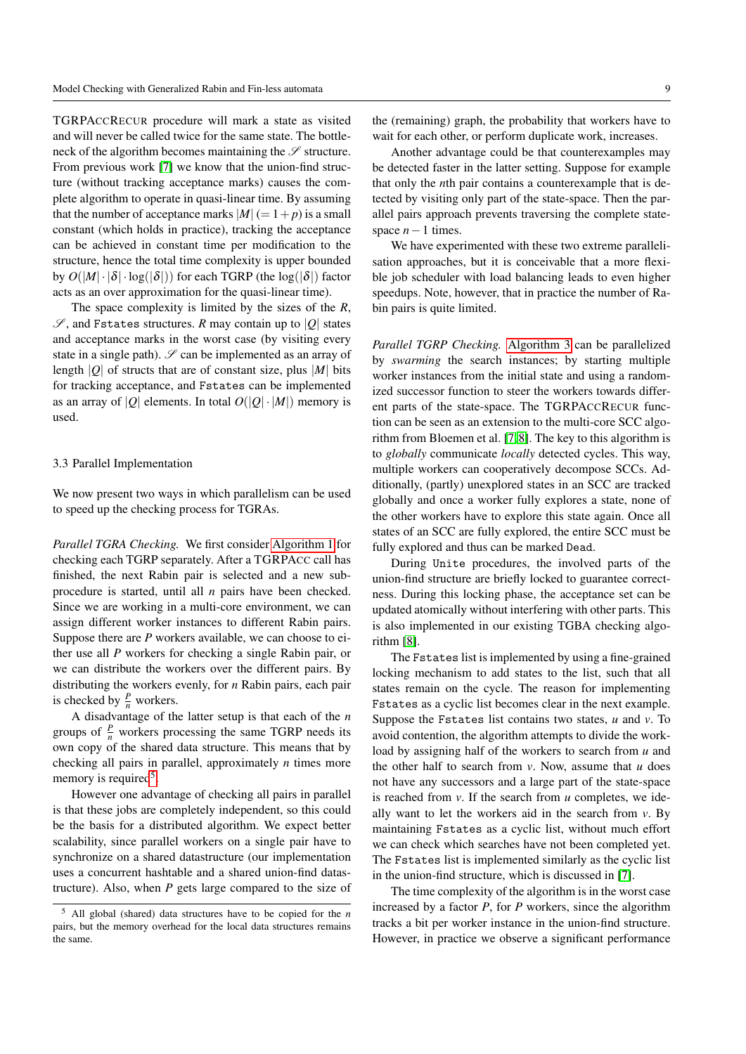TGRPAccRecur procedure will mark a state as visited and will never be called twice for the same state. The bottleneck of the algorithm becomes maintaining the $\mathscr{S}$ structure. From previous work [7] we know that the union-find structure (without tracking acceptance marks) causes the complete algorithm to operate in quasi-linear time. By assuming that the number of acceptance marks $|M|$ $(= 1+p)$ is a small constant (which holds in practice), tracking the acceptance can be achieved in constant time per modification to the structure, hence the total time complexity is upper bounded by $O(|M| \cdot |\delta| \cdot \log(|\delta|))$ for each TGRP (the $\log(|\delta|)$ factor acts as an over approximation for the quasi-linear time).

The space complexity is limited by the sizes of the $R$, $\mathscr{S}$, and `Fstates` structures. $R$ may contain up to $|Q|$ states and acceptance marks in the worst case (by visiting every state in a single path). $\mathscr{S}$ can be implemented as an array of length $|Q|$ of structs that are of constant size, plus $|M|$ bits for tracking acceptance, and `Fstates` can be implemented as an array of $|Q|$ elements. In total $O(|Q| \cdot |M|)$ memory is used.

## 3.3 Parallel Implementation

We now present two ways in which parallelism can be used to speed up the checking process for TGRAs.

*Parallel TGRA Checking.* We first consider Algorithm 1 for checking each TGRP separately. After a TGRPAcc call has finished, the next Rabin pair is selected and a new subprocedure is started, until all $n$ pairs have been checked. Since we are working in a multi-core environment, we can assign different worker instances to different Rabin pairs. Suppose there are $P$ workers available, we can choose to either use all $P$ workers for checking a single Rabin pair, or we can distribute the workers over the different pairs. By distributing the workers evenly, for $n$ Rabin pairs, each pair is checked by $\frac{P}{n}$ workers.

A disadvantage of the latter setup is that each of the $n$ groups of $\frac{P}{n}$ workers processing the same TGRP needs its own copy of the shared data structure. This means that by checking all pairs in parallel, approximately $n$ times more memory is required[5].

However one advantage of checking all pairs in parallel is that these jobs are completely independent, so this could be the basis for a distributed algorithm. We expect better scalability, since parallel workers on a single pair have to synchronize on a shared datastructure (our implementation uses a concurrent hashtable and a shared union-find datastructure). Also, when $P$ gets large compared to the size of the (remaining) graph, the probability that workers have to wait for each other, or perform duplicate work, increases.

Another advantage could be that counterexamples may be detected faster in the latter setting. Suppose for example that only the $n$th pair contains a counterexample that is detected by visiting only part of the state-space. Then the parallel pairs approach prevents traversing the complete state-space $n-1$ times.

We have experimented with these two extreme parallelisation approaches, but it is conceivable that a more flexible job scheduler with load balancing leads to even higher speedups. Note, however, that in practice the number of Rabin pairs is quite limited.

*Parallel TGRP Checking.* Algorithm 3 can be parallelized by *swarming* the search instances; by starting multiple worker instances from the initial state and using a randomized successor function to steer the workers towards different parts of the state-space. The TGRPAccRecur function can be seen as an extension to the multi-core SCC algorithm from Bloemen et al. [7, 8]. The key to this algorithm is to *globally* communicate *locally* detected cycles. This way, multiple workers can cooperatively decompose SCCs. Additionally, (partly) unexplored states in an SCC are tracked globally and once a worker fully explores a state, none of the other workers have to explore this state again. Once all states of an SCC are fully explored, the entire SCC must be fully explored and thus can be marked `Dead`.

During `Unite` procedures, the involved parts of the union-find structure are briefly locked to guarantee correctness. During this locking phase, the acceptance set can be updated atomically without interfering with other parts. This is also implemented in our existing TGBA checking algorithm [8].

The `Fstates` list is implemented by using a fine-grained locking mechanism to add states to the list, such that all states remain on the cycle. The reason for implementing `Fstates` as a cyclic list becomes clear in the next example. Suppose the `Fstates` list contains two states, $u$ and $v$. To avoid contention, the algorithm attempts to divide the workload by assigning half of the workers to search from $u$ and the other half to search from $v$. Now, assume that $u$ does not have any successors and a large part of the state-space is reached from $v$. If the search from $u$ completes, we ideally want to let the workers aid in the search from $v$. By maintaining `Fstates` as a cyclic list, without much effort we can check which searches have not been completed yet. The `Fstates` list is implemented similarly as the cyclic list in the union-find structure, which is discussed in [7].

The time complexity of the algorithm is in the worst case increased by a factor $P$, for $P$ workers, since the algorithm tracks a bit per worker instance in the union-find structure. However, in practice we observe a significant performance

[5] All global (shared) data structures have to be copied for the $n$ pairs, but the memory overhead for the local data structures remains the same.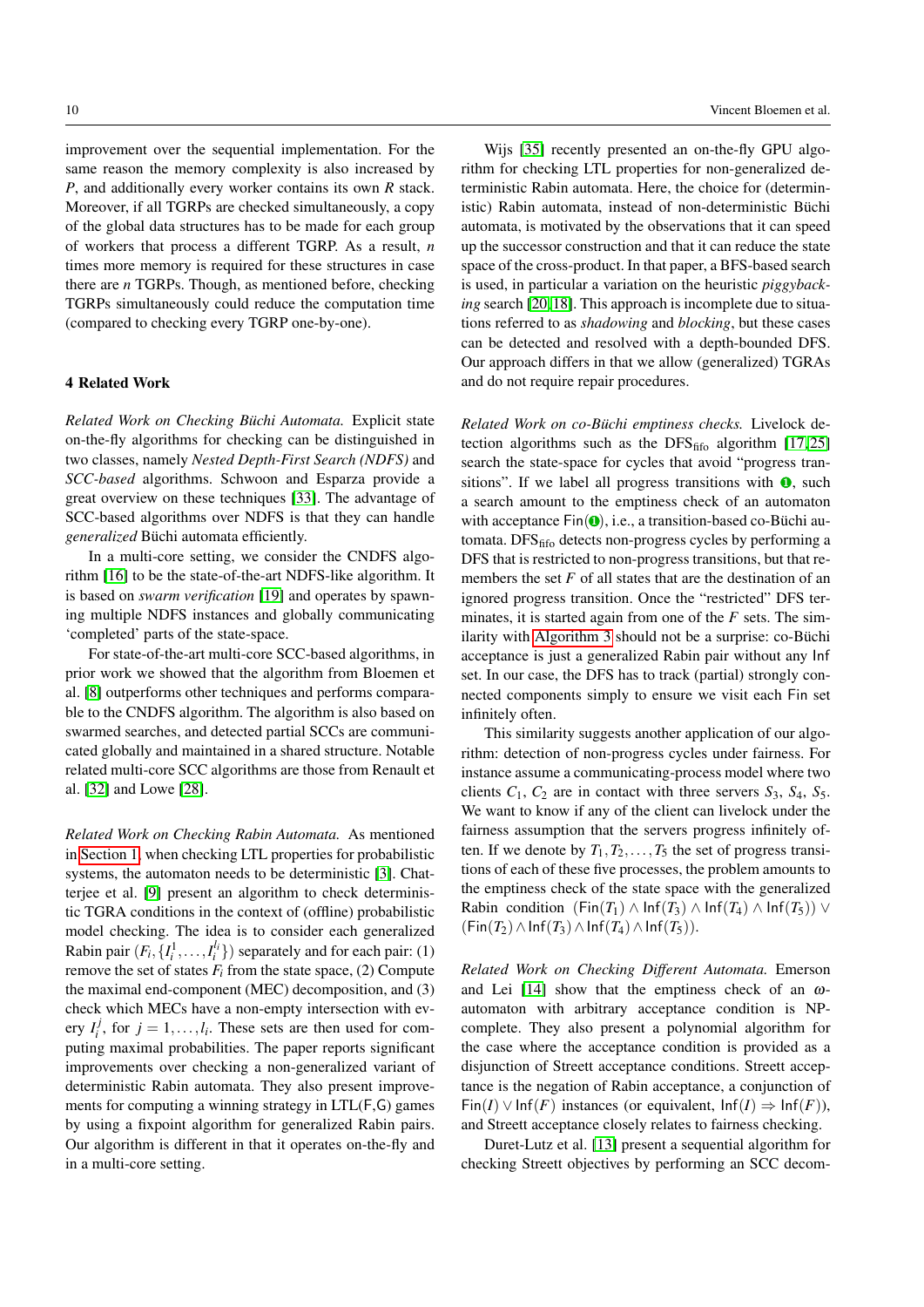improvement over the sequential implementation. For the same reason the memory complexity is also increased by $P$, and additionally every worker contains its own $R$ stack. Moreover, if all TGRPs are checked simultaneously, a copy of the global data structures has to be made for each group of workers that process a different TGRP. As a result, $n$ times more memory is required for these structures in case there are $n$ TGRPs. Though, as mentioned before, checking TGRPs simultaneously could reduce the computation time (compared to checking every TGRP one-by-one).

## 4 Related Work

*Related Work on Checking Büchi Automata.* Explicit state on-the-fly algorithms for checking can be distinguished in two classes, namely *Nested Depth-First Search (NDFS)* and *SCC-based* algorithms. Schwoon and Esparza provide a great overview on these techniques [33]. The advantage of SCC-based algorithms over NDFS is that they can handle *generalized* Büchi automata efficiently.

In a multi-core setting, we consider the CNDFS algorithm [16] to be the state-of-the-art NDFS-like algorithm. It is based on *swarm verification* [19] and operates by spawning multiple NDFS instances and globally communicating 'completed' parts of the state-space.

For state-of-the-art multi-core SCC-based algorithms, in prior work we showed that the algorithm from Bloemen et al. [8] outperforms other techniques and performs comparable to the CNDFS algorithm. The algorithm is also based on swarmed searches, and detected partial SCCs are communicated globally and maintained in a shared structure. Notable related multi-core SCC algorithms are those from Renault et al. [32] and Lowe [28].

*Related Work on Checking Rabin Automata.* As mentioned in Section 1, when checking LTL properties for probabilistic systems, the automaton needs to be deterministic [3]. Chatterjee et al. [9] present an algorithm to check deterministic TGRA conditions in the context of (offline) probabilistic model checking. The idea is to consider each generalized Rabin pair $(F_i, \{I_i^1, \dots, I_i^{l_i}\})$ separately and for each pair: (1) remove the set of states $F_i$ from the state space, (2) Compute the maximal end-component (MEC) decomposition, and (3) check which MECs have a non-empty intersection with every $I_i^j$, for $j = 1, \dots, l_i$. These sets are then used for computing maximal probabilities. The paper reports significant improvements over checking a non-generalized variant of deterministic Rabin automata. They also present improvements for computing a winning strategy in LTL(F,G) games by using a fixpoint algorithm for generalized Rabin pairs. Our algorithm is different in that it operates on-the-fly and in a multi-core setting.

Wijs [35] recently presented an on-the-fly GPU algorithm for checking LTL properties for non-generalized deterministic Rabin automata. Here, the choice for (deterministic) Rabin automata, instead of non-deterministic Büchi automata, is motivated by the observations that it can speed up the successor construction and that it can reduce the state space of the cross-product. In that paper, a BFS-based search is used, in particular a variation on the heuristic *piggybacking* search [20,18]. This approach is incomplete due to situations referred to as *shadowing* and *blocking*, but these cases can be detected and resolved with a depth-bounded DFS. Our approach differs in that we allow (generalized) TGRAs and do not require repair procedures.

*Related Work on co-Büchi emptiness checks.* Livelock detection algorithms such as the $\text{DFS}_{\text{fifo}}$ algorithm [17,25] search the state-space for cycles that avoid "progress transitions". If we label all progress transitions with ❶, such a search amount to the emptiness check of an automaton with acceptance $\mathsf{Fin}(❶)$, i.e., a transition-based co-Büchi automata. $\text{DFS}_{\text{fifo}}$ detects non-progress cycles by performing a DFS that is restricted to non-progress transitions, but that remembers the set $F$ of all states that are the destination of an ignored progress transition. Once the "restricted" DFS terminates, it is started again from one of the $F$ sets. The similarity with Algorithm 3 should not be a surprise: co-Büchi acceptance is just a generalized Rabin pair without any $\mathsf{Inf}$ set. In our case, the DFS has to track (partial) strongly connected components simply to ensure we visit each $\mathsf{Fin}$ set infinitely often.

This similarity suggests another application of our algorithm: detection of non-progress cycles under fairness. For instance assume a communicating-process model where two clients $C_1$, $C_2$ are in contact with three servers $S_3$, $S_4$, $S_5$. We want to know if any of the client can livelock under the fairness assumption that the servers progress infinitely often. If we denote by $T_1, T_2, \dots, T_5$ the set of progress transitions of each of these five processes, the problem amounts to the emptiness check of the state space with the generalized Rabin condition $(\mathsf{Fin}(T_1) \wedge \mathsf{Inf}(T_3) \wedge \mathsf{Inf}(T_4) \wedge \mathsf{Inf}(T_5)) \vee (\mathsf{Fin}(T_2) \wedge \mathsf{Inf}(T_3) \wedge \mathsf{Inf}(T_4) \wedge \mathsf{Inf}(T_5))$.

*Related Work on Checking Different Automata.* Emerson and Lei [14] show that the emptiness check of an $\omega$-automaton with arbitrary acceptance condition is NP-complete. They also present a polynomial algorithm for the case where the acceptance condition is provided as a disjunction of Streett acceptance conditions. Streett acceptance is the negation of Rabin acceptance, a conjunction of $\mathsf{Fin}(I) \vee \mathsf{Inf}(F)$ instances (or equivalent, $\mathsf{Inf}(I) \Rightarrow \mathsf{Inf}(F)$), and Streett acceptance closely relates to fairness checking.

Duret-Lutz et al. [13] present a sequential algorithm for checking Streett objectives by performing an SCC decom-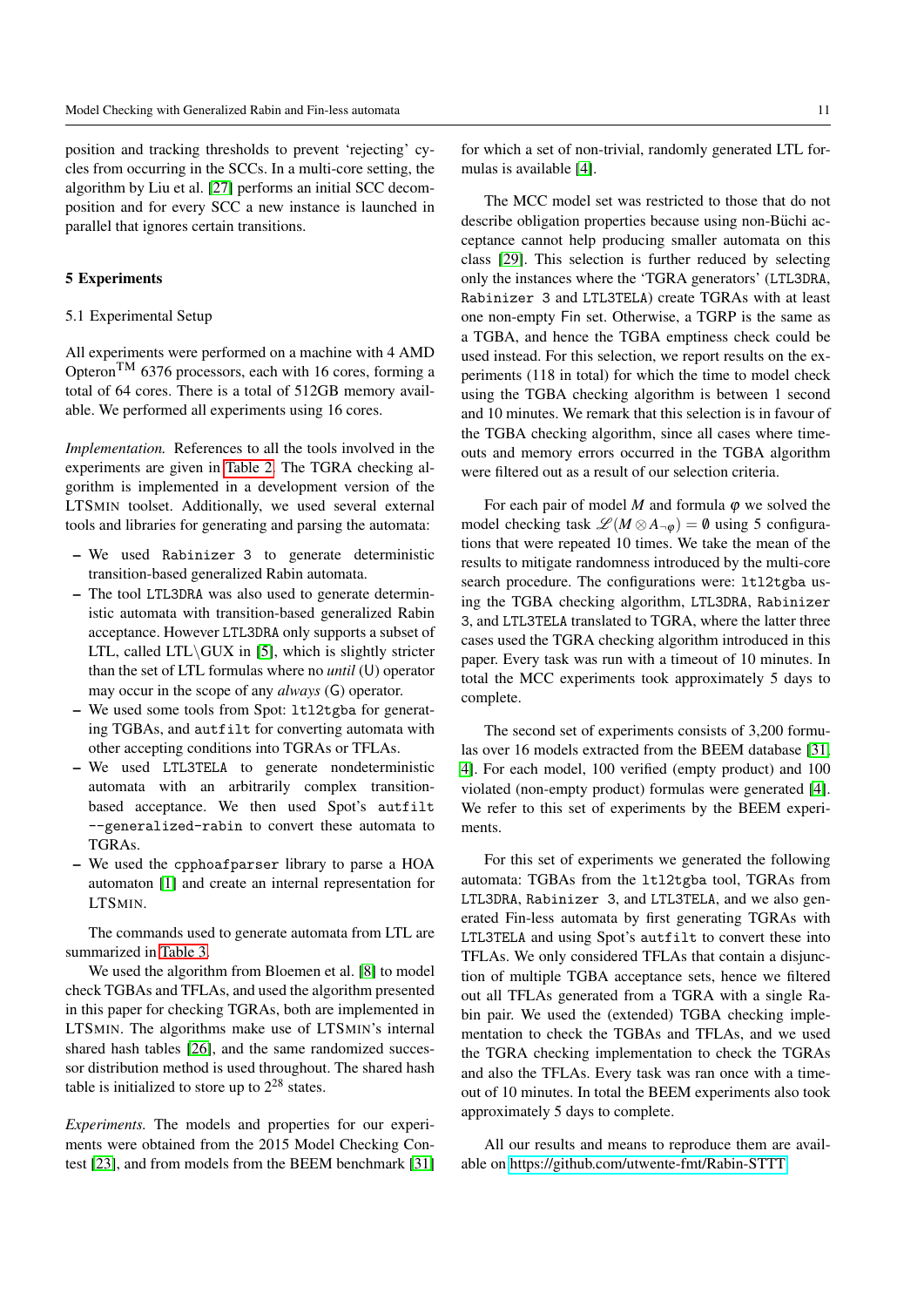position and tracking thresholds to prevent 'rejecting' cycles from occurring in the SCCs. In a multi-core setting, the algorithm by Liu et al. [27] performs an initial SCC decomposition and for every SCC a new instance is launched in parallel that ignores certain transitions.

## 5 Experiments

### 5.1 Experimental Setup

All experiments were performed on a machine with 4 AMD Opteron™ 6376 processors, each with 16 cores, forming a total of 64 cores. There is a total of 512GB memory available. We performed all experiments using 16 cores.

*Implementation.* References to all the tools involved in the experiments are given in Table 2. The TGRA checking algorithm is implemented in a development version of the LTSMIN toolset. Additionally, we used several external tools and libraries for generating and parsing the automata:

- We used `Rabinizer 3` to generate deterministic transition-based generalized Rabin automata.
- The tool `LTL3DRA` was also used to generate deterministic automata with transition-based generalized Rabin acceptance. However `LTL3DRA` only supports a subset of LTL, called LTL\GUX in [5], which is slightly stricter than the set of LTL formulas where no *until* (U) operator may occur in the scope of any *always* (G) operator.
- We used some tools from Spot: `ltl2tgba` for generating TGBAs, and `autfilt` for converting automata with other accepting conditions into TGRAs or TFLAs.
- We used `LTL3TELA` to generate nondeterministic automata with an arbitrarily complex transition-based acceptance. We then used Spot's `autfilt --generalized-rabin` to convert these automata to TGRAs.
- We used the `cpphoafparser` library to parse a HOA automaton [1] and create an internal representation for LTSMIN.

The commands used to generate automata from LTL are summarized in Table 3.

We used the algorithm from Bloemen et al. [8] to model check TGBAs and TFLAs, and used the algorithm presented in this paper for checking TGRAs, both are implemented in LTSMIN. The algorithms make use of LTSMIN's internal shared hash tables [26], and the same randomized successor distribution method is used throughout. The shared hash table is initialized to store up to $2^{28}$ states.

*Experiments.* The models and properties for our experiments were obtained from the 2015 Model Checking Contest [23], and from models from the BEEM benchmark [31] for which a set of non-trivial, randomly generated LTL formulas is available [4].

The MCC model set was restricted to those that do not describe obligation properties because using non-Büchi acceptance cannot help producing smaller automata on this class [29]. This selection is further reduced by selecting only the instances where the 'TGRA generators' (`LTL3DRA`, `Rabinizer 3` and `LTL3TELA`) create TGRAs with at least one non-empty Fin set. Otherwise, a TGRP is the same as a TGBA, and hence the TGBA emptiness check could be used instead. For this selection, we report results on the experiments (118 in total) for which the time to model check using the TGBA checking algorithm is between 1 second and 10 minutes. We remark that this selection is in favour of the TGBA checking algorithm, since all cases where timeouts and memory errors occurred in the TGBA algorithm were filtered out as a result of our selection criteria.

For each pair of model $M$ and formula $\varphi$ we solved the model checking task $\mathscr{L}(M \otimes A_{\neg\varphi}) = \emptyset$ using 5 configurations that were repeated 10 times. We take the mean of the results to mitigate randomness introduced by the multi-core search procedure. The configurations were: `ltl2tgba` using the TGBA checking algorithm, `LTL3DRA`, `Rabinizer 3`, and `LTL3TELA` translated to TGRA, where the latter three cases used the TGRA checking algorithm introduced in this paper. Every task was run with a timeout of 10 minutes. In total the MCC experiments took approximately 5 days to complete.

The second set of experiments consists of 3,200 formulas over 16 models extracted from the BEEM database [31, 4]. For each model, 100 verified (empty product) and 100 violated (non-empty product) formulas were generated [4]. We refer to this set of experiments by the BEEM experiments.

For this set of experiments we generated the following automata: TGBAs from the `ltl2tgba` tool, TGRAs from `LTL3DRA`, `Rabinizer 3`, and `LTL3TELA`, and we also generated Fin-less automata by first generating TGRAs with `LTL3TELA` and using Spot's `autfilt` to convert these into TFLAs. We only considered TFLAs that contain a disjunction of multiple TGBA acceptance sets, hence we filtered out all TFLAs generated from a TGRA with a single Rabin pair. We used the (extended) TGBA checking implementation to check the TGBAs and TFLAs, and we used the TGRA checking implementation to check the TGRAs and also the TFLAs. Every task was ran once with a timeout of 10 minutes. In total the BEEM experiments also took approximately 5 days to complete.

All our results and means to reproduce them are available on https://github.com/utwente-fmt/Rabin-STTT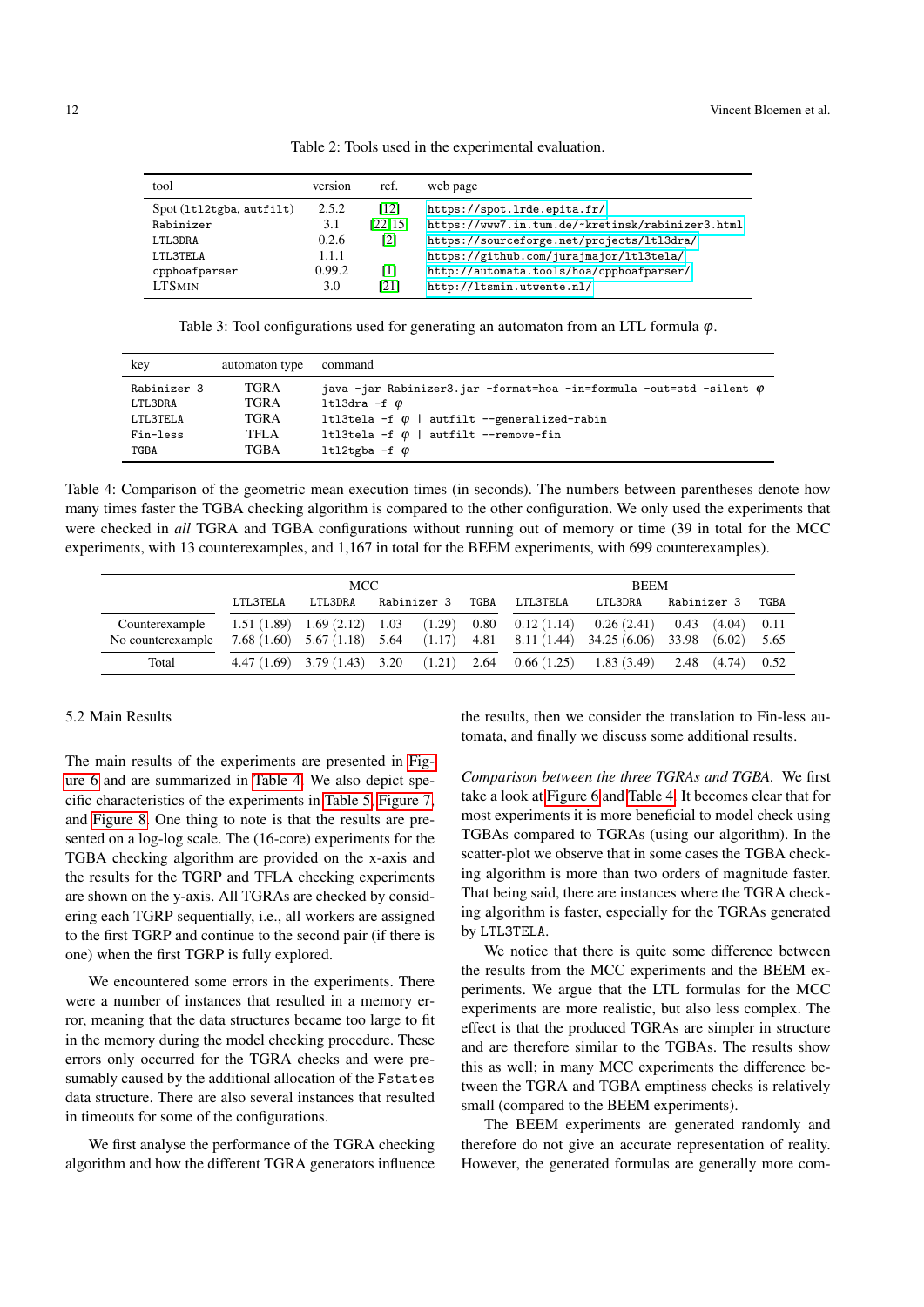Table 2: Tools used in the experimental evaluation.

| tool | version | ref. | web page |
|---|---|---|---|
| Spot (`ltl2tgba`, `autfilt`) | 2.5.2 | [12] | `https://spot.lrde.epita.fr/` |
| `Rabinizer` | 3.1 | [22,15] | `https://www7.in.tum.de/~kretinsk/rabinizer3.html` |
| `LTL3DRA` | 0.2.6 | [2] | `https://sourceforge.net/projects/ltl3dra/` |
| `LTL3TELA` | 1.1.1 | | `https://github.com/jurajmajor/ltl3tela/` |
| `cpphoafparser` | 0.99.2 | [1] | `http://automata.tools/hoa/cpphoafparser/` |
| LTSMIN | 3.0 | [21] | `http://ltsmin.utwente.nl/` |

Table 3: Tool configurations used for generating an automaton from an LTL formula $\varphi$.

| key | automaton type | command |
|---|---|---|
| `Rabinizer 3` | TGRA | `java -jar Rabinizer3.jar -format=hoa -in=formula -out=std -silent` $\varphi$ |
| `LTL3DRA` | TGRA | `ltl3dra -f` $\varphi$ |
| `LTL3TELA` | TGRA | `ltl3tela -f` $\varphi$ `\| autfilt --generalized-rabin` |
| `Fin-less` | TFLA | `ltl3tela -f` $\varphi$ `\| autfilt --remove-fin` |
| `TGBA` | TGBA | `ltl2tgba -f` $\varphi$ |

Table 4: Comparison of the geometric mean execution times (in seconds). The numbers between parentheses denote how many times faster the TGBA checking algorithm is compared to the other configuration. We only used the experiments that were checked in *all* TGRA and TGBA configurations without running out of memory or time (39 in total for the MCC experiments, with 13 counterexamples, and 1,167 in total for the BEEM experiments, with 699 counterexamples).

| | MCC | | | | BEEM | | | |
|---|---|---|---|---|---|---|---|---|
| | `LTL3TELA` | `LTL3DRA` | `Rabinizer 3` | `TGBA` | `LTL3TELA` | `LTL3DRA` | `Rabinizer 3` | `TGBA` |
| Counterexample | 1.51 (1.89) | 1.69 (2.12) | 1.03 (1.29) | 0.80 | 0.12 (1.14) | 0.26 (2.41) | 0.43 (4.04) | 0.11 |
| No counterexample | 7.68 (1.60) | 5.67 (1.18) | 5.64 (1.17) | 4.81 | 8.11 (1.44) | 34.25 (6.06) | 33.98 (6.02) | 5.65 |
| Total | 4.47 (1.69) | 3.79 (1.43) | 3.20 (1.21) | 2.64 | 0.66 (1.25) | 1.83 (3.49) | 2.48 (4.74) | 0.52 |

### 5.2 Main Results

The main results of the experiments are presented in Figure 6 and are summarized in Table 4. We also depict specific characteristics of the experiments in Table 5, Figure 7, and Figure 8. One thing to note is that the results are presented on a log-log scale. The (16-core) experiments for the TGBA checking algorithm are provided on the x-axis and the results for the TGRP and TFLA checking experiments are shown on the y-axis. All TGRAs are checked by considering each TGRP sequentially, i.e., all workers are assigned to the first TGRP and continue to the second pair (if there is one) when the first TGRP is fully explored.

We encountered some errors in the experiments. There were a number of instances that resulted in a memory error, meaning that the data structures became too large to fit in the memory during the model checking procedure. These errors only occurred for the TGRA checks and were presumably caused by the additional allocation of the `Fstates` data structure. There are also several instances that resulted in timeouts for some of the configurations.

We first analyse the performance of the TGRA checking algorithm and how the different TGRA generators influence the results, then we consider the translation to Fin-less automata, and finally we discuss some additional results.

*Comparison between the three TGRAs and TGBA.* We first take a look at Figure 6 and Table 4. It becomes clear that for most experiments it is more beneficial to model check using TGBAs compared to TGRAs (using our algorithm). In the scatter-plot we observe that in some cases the TGBA checking algorithm is more than two orders of magnitude faster. That being said, there are instances where the TGRA checking algorithm is faster, especially for the TGRAs generated by `LTL3TELA`.

We notice that there is quite some difference between the results from the MCC experiments and the BEEM experiments. We argue that the LTL formulas for the MCC experiments are more realistic, but also less complex. The effect is that the produced TGRAs are simpler in structure and are therefore similar to the TGBAs. The results show this as well; in many MCC experiments the difference between the TGRA and TGBA emptiness checks is relatively small (compared to the BEEM experiments).

The BEEM experiments are generated randomly and therefore do not give an accurate representation of reality. However, the generated formulas are generally more com-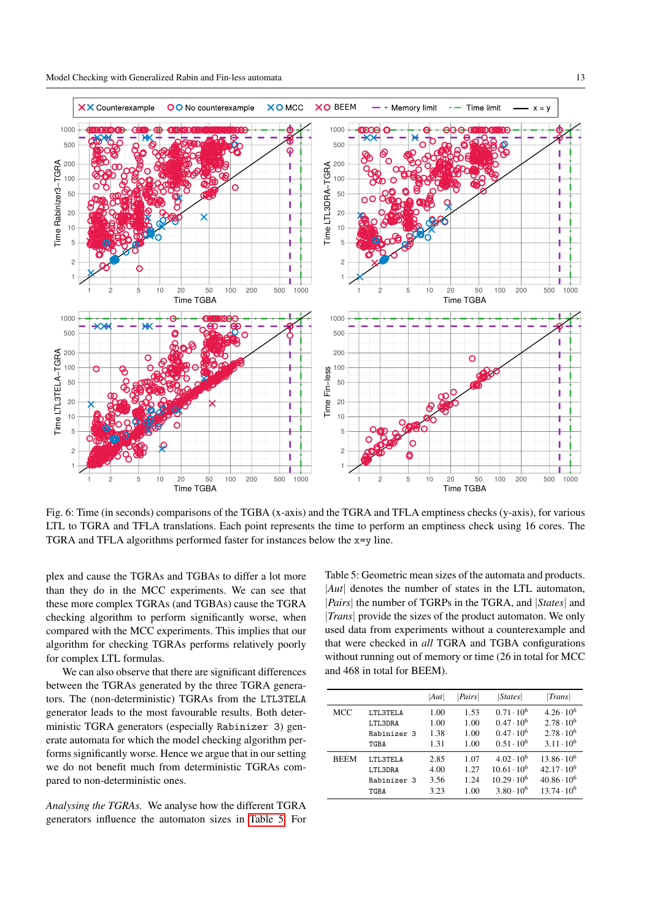Fig. 6: Time (in seconds) comparisons of the TGBA (x-axis) and the TGRA and TFLA emptiness checks (y-axis), for various LTL to TGRA and TFLA translations. Each point represents the time to perform an emptiness check using 16 cores. The TGRA and TFLA algorithms performed faster for instances below the x=y line.

plex and cause the TGRAs and TGBAs to differ a lot more than they do in the MCC experiments. We can see that these more complex TGRAs (and TGBAs) cause the TGRA checking algorithm to perform significantly worse, when compared with the MCC experiments. This implies that our algorithm for checking TGRAs performs relatively poorly for complex LTL formulas.

We can also observe that there are significant differences between the TGRAs generated by the three TGRA generators. The (non-deterministic) TGRAs from the `LTL3TELA` generator leads to the most favourable results. Both deterministic TGRA generators (especially `Rabinizer 3`) generate automata for which the model checking algorithm performs significantly worse. Hence we argue that in our setting we do not benefit much from deterministic TGRAs compared to non-deterministic ones.

*Analysing the TGRAs.* We analyse how the different TGRA generators influence the automaton sizes in Table 5. For

Table 5: Geometric mean sizes of the automata and products. $|Aut|$ denotes the number of states in the LTL automaton, $|Pairs|$ the number of TGRPs in the TGRA, and $|States|$ and $|Trans|$ provide the sizes of the product automaton. We only used data from experiments without a counterexample and that were checked in *all* TGRA and TGBA configurations without running out of memory or time (26 in total for MCC and 468 in total for BEEM).

| | | $\|Aut\|$ | $\|Pairs\|$ | $\|States\|$ | $\|Trans\|$ |
|---|---|---|---|---|---|
| MCC | `LTL3TELA` | 1.00 | 1.53 | $0.71 \cdot 10^6$ | $4.26 \cdot 10^6$ |
| | `LTL3DRA` | 1.00 | 1.00 | $0.47 \cdot 10^6$ | $2.78 \cdot 10^6$ |
| | `Rabinizer 3` | 1.38 | 1.00 | $0.47 \cdot 10^6$ | $2.78 \cdot 10^6$ |
| | `TGBA` | 1.31 | 1.00 | $0.51 \cdot 10^6$ | $3.11 \cdot 10^6$ |
| BEEM | `LTL3TELA` | 2.85 | 1.07 | $4.02 \cdot 10^6$ | $13.86 \cdot 10^6$ |
| | `LTL3DRA` | 4.00 | 1.27 | $10.61 \cdot 10^6$ | $42.17 \cdot 10^6$ |
| | `Rabinizer 3` | 3.56 | 1.24 | $10.29 \cdot 10^6$ | $40.86 \cdot 10^6$ |
| | `TGBA` | 3.23 | 1.00 | $3.80 \cdot 10^6$ | $13.74 \cdot 10^6$ |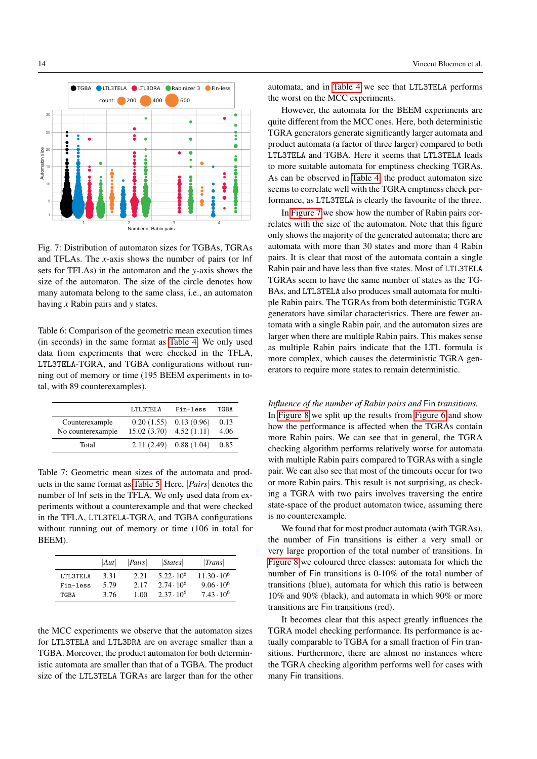Fig. 7: Distribution of automaton sizes for TGBAs, TGRAs and TFLAs. The $x$-axis shows the number of pairs (or Inf sets for TFLAs) in the automaton and the $y$-axis shows the size of the automaton. The size of the circle denotes how many automata belong to the same class, i.e., an automaton having $x$ Rabin pairs and $y$ states.

Table 6: Comparison of the geometric mean execution times (in seconds) in the same format as Table 4. We only used data from experiments that were checked in the TFLA, LTL3TELA-TGRA, and TGBA configurations without running out of memory or time (195 BEEM experiments in total, with 89 counterexamples).

| | LTL3TELA | Fin-less | TGBA |
|---|---|---|---|
| Counterexample | 0.20 (1.55) | 0.13 (0.96) | 0.13 |
| No counterexample | 15.02 (3.70) | 4.52 (1.11) | 4.06 |
| Total | 2.11 (2.49) | 0.88 (1.04) | 0.85 |

Table 7: Geometric mean sizes of the automata and products in the same format as Table 5. Here, $|Pairs|$ denotes the number of Inf sets in the TFLA. We only used data from experiments without a counterexample and that were checked in the TFLA, LTL3TELA-TGRA, and TGBA configurations without running out of memory or time (106 in total for BEEM).

| | $\|Aut\|$ | $\|Pairs\|$ | $\|States\|$ | $\|Trans\|$ |
|---|---|---|---|---|
| LTL3TELA | 3.31 | 2.21 | $5.22 \cdot 10^6$ | $11.30 \cdot 10^6$ |
| Fin-less | 5.79 | 2.17 | $2.74 \cdot 10^6$ | $9.06 \cdot 10^6$ |
| TGBA | 3.76 | 1.00 | $2.37 \cdot 10^6$ | $7.43 \cdot 10^6$ |

the MCC experiments we observe that the automaton sizes for LTL3TELA and LTL3DRA are on average smaller than a TGBA. Moreover, the product automaton for both deterministic automata are smaller than that of a TGBA. The product size of the LTL3TELA TGRAs are larger than for the other automata, and in Table 4 we see that LTL3TELA performs the worst on the MCC experiments.

However, the automata for the BEEM experiments are quite different from the MCC ones. Here, both deterministic TGRA generators generate significantly larger automata and product automata (a factor of three larger) compared to both LTL3TELA and TGBA. Here it seems that LTL3TELA leads to more suitable automata for emptiness checking TGRAs. As can be observed in Table 4, the product automaton size seems to correlate well with the TGRA emptiness check performance, as LTL3TELA is clearly the favourite of the three.

In Figure 7 we show how the number of Rabin pairs correlates with the size of the automaton. Note that this figure only shows the majority of the generated automata; there are automata with more than 30 states and more than 4 Rabin pairs. It is clear that most of the automata contain a single Rabin pair and have less than five states. Most of LTL3TELA TGRAs seem to have the same number of states as the TGBAs, and LTL3TELA also produces small automata for multiple Rabin pairs. The TGRAs from both deterministic TGRA generators have similar characteristics. There are fewer automata with a single Rabin pair, and the automaton sizes are larger when there are multiple Rabin pairs. This makes sense as multiple Rabin pairs indicate that the LTL formula is more complex, which causes the deterministic TGRA generators to require more states to remain deterministic.

*Influence of the number of Rabin pairs and* Fin *transitions.* In Figure 8 we split up the results from Figure 6 and show how the performance is affected when the TGRAs contain more Rabin pairs. We can see that in general, the TGRA checking algorithm performs relatively worse for automata with multiple Rabin pairs compared to TGRAs with a single pair. We can also see that most of the timeouts occur for two or more Rabin pairs. This result is not surprising, as checking a TGRA with two pairs involves traversing the entire state-space of the product automaton twice, assuming there is no counterexample.

We found that for most product automata (with TGRAs), the number of Fin transitions is either a very small or very large proportion of the total number of transitions. In Figure 8 we coloured three classes: automata for which the number of Fin transitions is 0-10% of the total number of transitions (blue), automata for which this ratio is between 10% and 90% (black), and automata in which 90% or more transitions are Fin transitions (red).

It becomes clear that this aspect greatly influences the TGRA model checking performance. Its performance is actually comparable to TGBA for a small fraction of Fin transitions. Furthermore, there are almost no instances where the TGRA checking algorithm performs well for cases with many Fin transitions.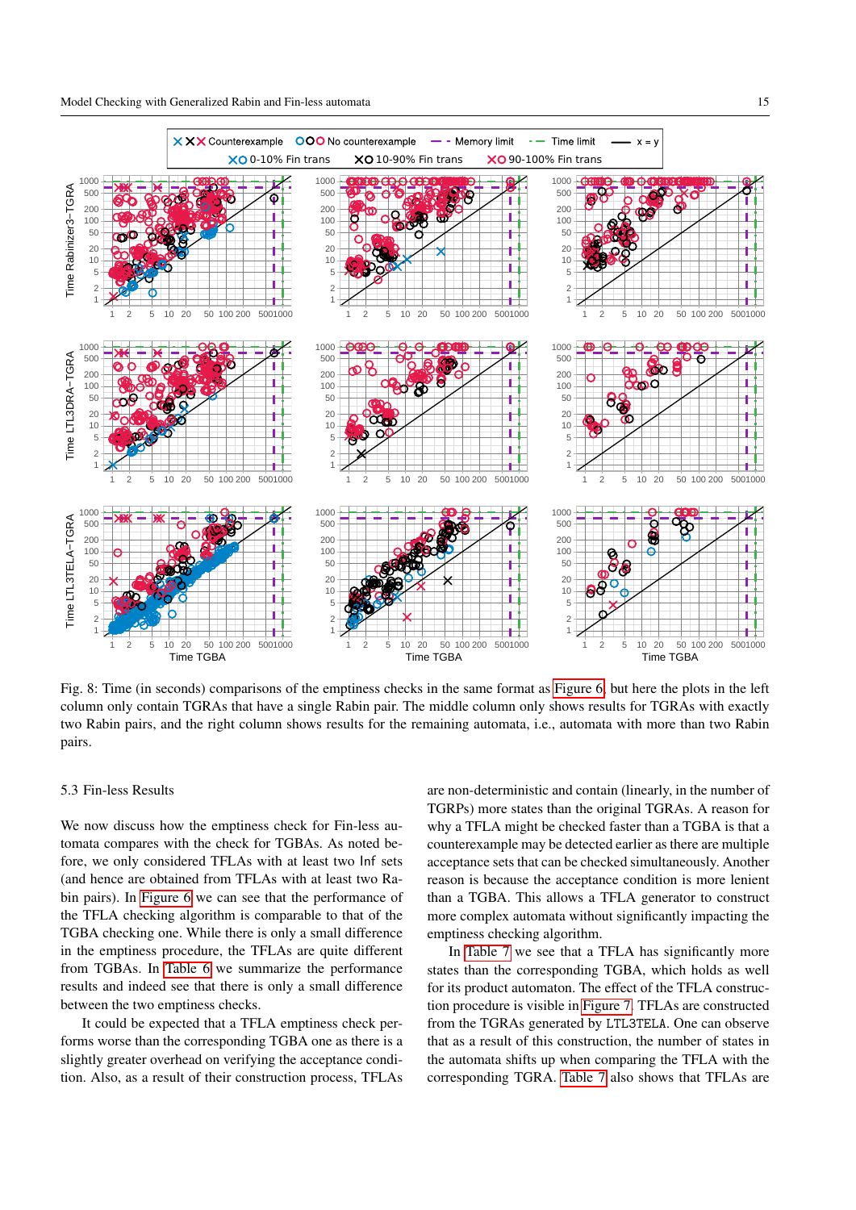Fig. 8: Time (in seconds) comparisons of the emptiness checks in the same format as Figure 6, but here the plots in the left column only contain TGRAs that have a single Rabin pair. The middle column only shows results for TGRAs with exactly two Rabin pairs, and the right column shows results for the remaining automata, i.e., automata with more than two Rabin pairs.

### 5.3 Fin-less Results

We now discuss how the emptiness check for Fin-less automata compares with the check for TGBAs. As noted before, we only considered TFLAs with at least two Inf sets (and hence are obtained from TFLAs with at least two Rabin pairs). In Figure 6 we can see that the performance of the TFLA checking algorithm is comparable to that of the TGBA checking one. While there is only a small difference in the emptiness procedure, the TFLAs are quite different from TGBAs. In Table 6 we summarize the performance results and indeed see that there is only a small difference between the two emptiness checks.

It could be expected that a TFLA emptiness check performs worse than the corresponding TGBA one as there is a slightly greater overhead on verifying the acceptance condition. Also, as a result of their construction process, TFLAs are non-deterministic and contain (linearly, in the number of TGRPs) more states than the original TGRAs. A reason for why a TFLA might be checked faster than a TGBA is that a counterexample may be detected earlier as there are multiple acceptance sets that can be checked simultaneously. Another reason is because the acceptance condition is more lenient than a TGBA. This allows a TFLA generator to construct more complex automata without significantly impacting the emptiness checking algorithm.

In Table 7 we see that a TFLA has significantly more states than the corresponding TGBA, which holds as well for its product automaton. The effect of the TFLA construction procedure is visible in Figure 7. TFLAs are constructed from the TGRAs generated by LTL3TELA. One can observe that as a result of this construction, the number of states in the automata shifts up when comparing the TFLA with the corresponding TGRA. Table 7 also shows that TFLAs are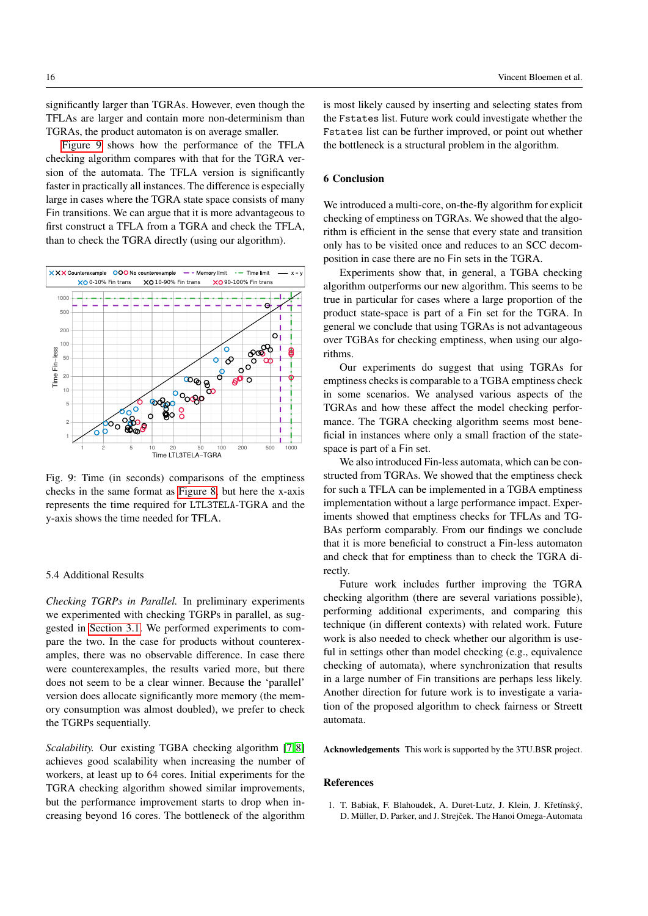significantly larger than TGRAs. However, even though the TFLAs are larger and contain more non-determinism than TGRAs, the product automaton is on average smaller.

Figure 9 shows how the performance of the TFLA checking algorithm compares with that for the TGRA version of the automata. The TFLA version is significantly faster in practically all instances. The difference is especially large in cases where the TGRA state space consists of many Fin transitions. We can argue that it is more advantageous to first construct a TFLA from a TGRA and check the TFLA, than to check the TGRA directly (using our algorithm).

××× Counterexample ○○○ No counterexample - - Memory limit -·- Time limit — x = y
×○ 0-10% Fin trans ×○ 10-90% Fin trans ×○ 90-100% Fin trans

Time Fin-less

Time LTL3TELA-TGRA

1 2 5 10 20 50 100 200 500 1000

Fig. 9: Time (in seconds) comparisons of the emptiness checks in the same format as Figure 8, but here the x-axis represents the time required for LTL3TELA-TGRA and the y-axis shows the time needed for TFLA.

### 5.4 Additional Results

*Checking TGRPs in Parallel.* In preliminary experiments we experimented with checking TGRPs in parallel, as suggested in Section 3.1. We performed experiments to compare the two. In the case for products without counterexamples, there was no observable difference. In case there were counterexamples, the results varied more, but there does not seem to be a clear winner. Because the 'parallel' version does allocate significantly more memory (the memory consumption was almost doubled), we prefer to check the TGRPs sequentially.

*Scalability.* Our existing TGBA checking algorithm [7,8] achieves good scalability when increasing the number of workers, at least up to 64 cores. Initial experiments for the TGRA checking algorithm showed similar improvements, but the performance improvement starts to drop when increasing beyond 16 cores. The bottleneck of the algorithm is most likely caused by inserting and selecting states from the `Fstates` list. Future work could investigate whether the `Fstates` list can be further improved, or point out whether the bottleneck is a structural problem in the algorithm.

## 6 Conclusion

We introduced a multi-core, on-the-fly algorithm for explicit checking of emptiness on TGRAs. We showed that the algorithm is efficient in the sense that every state and transition only has to be visited once and reduces to an SCC decomposition in case there are no Fin sets in the TGRA.

Experiments show that, in general, a TGBA checking algorithm outperforms our new algorithm. This seems to be true in particular for cases where a large proportion of the product state-space is part of a Fin set for the TGRA. In general we conclude that using TGRAs is not advantageous over TGBAs for checking emptiness, when using our algorithms.

Our experiments do suggest that using TGRAs for emptiness checks is comparable to a TGBA emptiness check in some scenarios. We analysed various aspects of the TGRAs and how these affect the model checking performance. The TGRA checking algorithm seems most beneficial in instances where only a small fraction of the state-space is part of a Fin set.

We also introduced Fin-less automata, which can be constructed from TGRAs. We showed that the emptiness check for such a TFLA can be implemented in a TGBA emptiness implementation without a large performance impact. Experiments showed that emptiness checks for TFLAs and TGBAs perform comparably. From our findings we conclude that it is more beneficial to construct a Fin-less automaton and check that for emptiness than to check the TGRA directly.

Future work includes further improving the TGRA checking algorithm (there are several variations possible), performing additional experiments, and comparing this technique (in different contexts) with related work. Future work is also needed to check whether our algorithm is useful in settings other than model checking (e.g., equivalence checking of automata), where synchronization that results in a large number of Fin transitions are perhaps less likely. Another direction for future work is to investigate a variation of the proposed algorithm to check fairness or Streett automata.

**Acknowledgements** This work is supported by the 3TU.BSR project.

## References

1. T. Babiak, F. Blahoudek, A. Duret-Lutz, J. Klein, J. Křetínský, D. Müller, D. Parker, and J. Strejček. The Hanoi Omega-Automata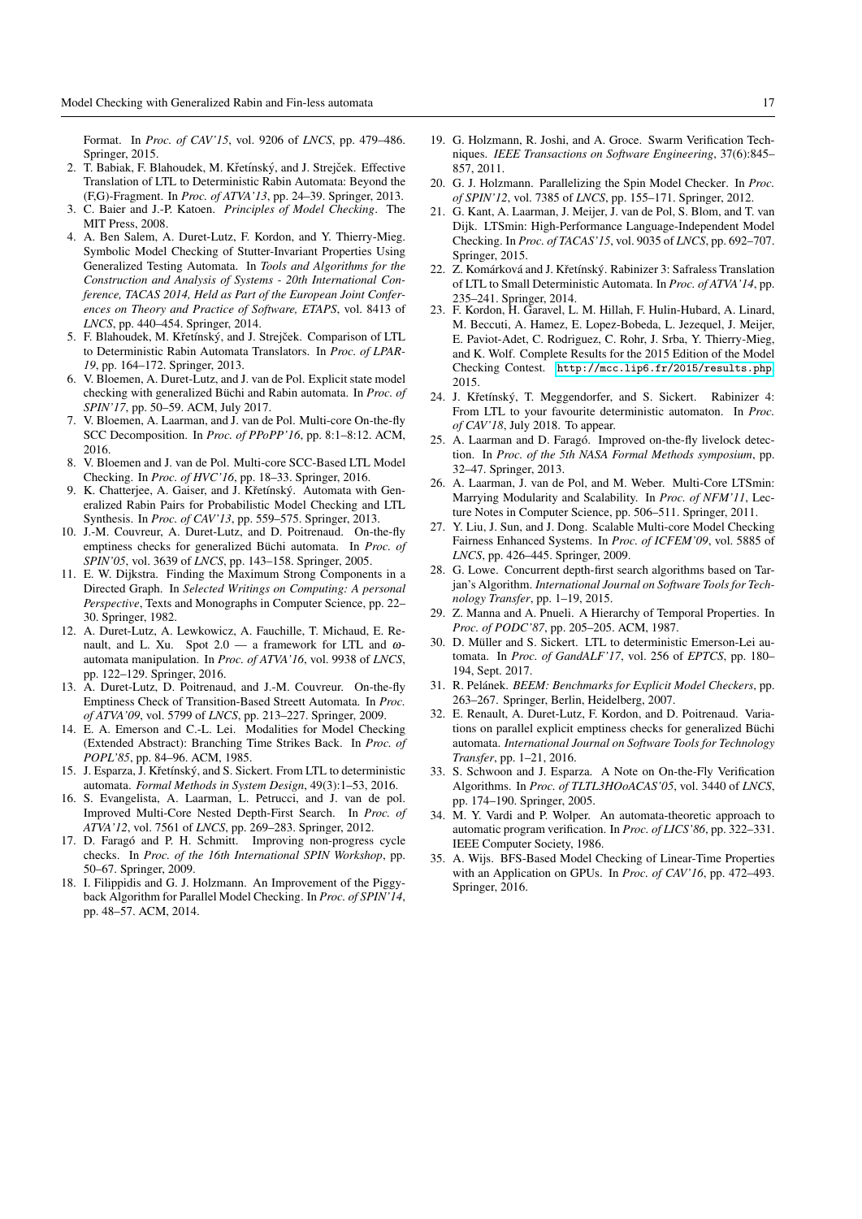Format. In *Proc. of CAV'15*, vol. 9206 of *LNCS*, pp. 479–486. Springer, 2015.

2. T. Babiak, F. Blahoudek, M. Křetínský, and J. Strejček. Effective Translation of LTL to Deterministic Rabin Automata: Beyond the (F,G)-Fragment. In *Proc. of ATVA'13*, pp. 24–39. Springer, 2013.
3. C. Baier and J.-P. Katoen. *Principles of Model Checking*. The MIT Press, 2008.
4. A. Ben Salem, A. Duret-Lutz, F. Kordon, and Y. Thierry-Mieg. Symbolic Model Checking of Stutter-Invariant Properties Using Generalized Testing Automata. In *Tools and Algorithms for the Construction and Analysis of Systems - 20th International Conference, TACAS 2014, Held as Part of the European Joint Conferences on Theory and Practice of Software, ETAPS*, vol. 8413 of *LNCS*, pp. 440–454. Springer, 2014.
5. F. Blahoudek, M. Křetínský, and J. Strejček. Comparison of LTL to Deterministic Rabin Automata Translators. In *Proc. of LPAR-19*, pp. 164–172. Springer, 2013.
6. V. Bloemen, A. Duret-Lutz, and J. van de Pol. Explicit state model checking with generalized Büchi and Rabin automata. In *Proc. of SPIN'17*, pp. 50–59. ACM, July 2017.
7. V. Bloemen, A. Laarman, and J. van de Pol. Multi-core On-the-fly SCC Decomposition. In *Proc. of PPoPP'16*, pp. 8:1–8:12. ACM, 2016.
8. V. Bloemen and J. van de Pol. Multi-core SCC-Based LTL Model Checking. In *Proc. of HVC'16*, pp. 18–33. Springer, 2016.
9. K. Chatterjee, A. Gaiser, and J. Křetínský. Automata with Generalized Rabin Pairs for Probabilistic Model Checking and LTL Synthesis. In *Proc. of CAV'13*, pp. 559–575. Springer, 2013.
10. J.-M. Couvreur, A. Duret-Lutz, and D. Poitrenaud. On-the-fly emptiness checks for generalized Büchi automata. In *Proc. of SPIN'05*, vol. 3639 of *LNCS*, pp. 143–158. Springer, 2005.
11. E. W. Dijkstra. Finding the Maximum Strong Components in a Directed Graph. In *Selected Writings on Computing: A personal Perspective*, Texts and Monographs in Computer Science, pp. 22–30. Springer, 1982.
12. A. Duret-Lutz, A. Lewkowicz, A. Fauchille, T. Michaud, E. Renault, and L. Xu. Spot 2.0 — a framework for LTL and $\omega$-automata manipulation. In *Proc. of ATVA'16*, vol. 9938 of *LNCS*, pp. 122–129. Springer, 2016.
13. A. Duret-Lutz, D. Poitrenaud, and J.-M. Couvreur. On-the-fly Emptiness Check of Transition-Based Streett Automata. In *Proc. of ATVA'09*, vol. 5799 of *LNCS*, pp. 213–227. Springer, 2009.
14. E. A. Emerson and C.-L. Lei. Modalities for Model Checking (Extended Abstract): Branching Time Strikes Back. In *Proc. of POPL'85*, pp. 84–96. ACM, 1985.
15. J. Esparza, J. Křetínský, and S. Sickert. From LTL to deterministic automata. *Formal Methods in System Design*, 49(3):1–53, 2016.
16. S. Evangelista, A. Laarman, L. Petrucci, and J. van de Pol. Improved Multi-Core Nested Depth-First Search. In *Proc. of ATVA'12*, vol. 7561 of *LNCS*, pp. 269–283. Springer, 2012.
17. D. Faragó and P. H. Schmitt. Improving non-progress cycle checks. In *Proc. of the 16th International SPIN Workshop*, pp. 50–67. Springer, 2009.
18. I. Filippidis and G. J. Holzmann. An Improvement of the Piggyback Algorithm for Parallel Model Checking. In *Proc. of SPIN'14*, pp. 48–57. ACM, 2014.
19. G. Holzmann, R. Joshi, and A. Groce. Swarm Verification Techniques. *IEEE Transactions on Software Engineering*, 37(6):845–857, 2011.
20. G. J. Holzmann. Parallelizing the Spin Model Checker. In *Proc. of SPIN'12*, vol. 7385 of *LNCS*, pp. 155–171. Springer, 2012.
21. G. Kant, A. Laarman, J. Meijer, J. van de Pol, S. Blom, and T. van Dijk. LTSmin: High-Performance Language-Independent Model Checking. In *Proc. of TACAS'15*, vol. 9035 of *LNCS*, pp. 692–707. Springer, 2015.
22. Z. Komárková and J. Křetínský. Rabinizer 3: Safraless Translation of LTL to Small Deterministic Automata. In *Proc. of ATVA'14*, pp. 235–241. Springer, 2014.
23. F. Kordon, H. Garavel, L. M. Hillah, F. Hulin-Hubard, A. Linard, M. Beccuti, A. Hamez, E. Lopez-Bobeda, L. Jezequel, J. Meijer, E. Paviot-Adet, C. Rodriguez, C. Rohr, J. Srba, Y. Thierry-Mieg, and K. Wolf. Complete Results for the 2015 Edition of the Model Checking Contest. http://mcc.lip6.fr/2015/results.php, 2015.
24. J. Křetínský, T. Meggendorfer, and S. Sickert. Rabinizer 4: From LTL to your favourite deterministic automaton. In *Proc. of CAV'18*, July 2018. To appear.
25. A. Laarman and D. Faragó. Improved on-the-fly livelock detection. In *Proc. of the 5th NASA Formal Methods symposium*, pp. 32–47. Springer, 2013.
26. A. Laarman, J. van de Pol, and M. Weber. Multi-Core LTSmin: Marrying Modularity and Scalability. In *Proc. of NFM'11*, Lecture Notes in Computer Science, pp. 506–511. Springer, 2011.
27. Y. Liu, J. Sun, and J. Dong. Scalable Multi-core Model Checking Fairness Enhanced Systems. In *Proc. of ICFEM'09*, vol. 5885 of *LNCS*, pp. 426–445. Springer, 2009.
28. G. Lowe. Concurrent depth-first search algorithms based on Tarjan's Algorithm. *International Journal on Software Tools for Technology Transfer*, pp. 1–19, 2015.
29. Z. Manna and A. Pnueli. A Hierarchy of Temporal Properties. In *Proc. of PODC'87*, pp. 205–205. ACM, 1987.
30. D. Müller and S. Sickert. LTL to deterministic Emerson-Lei automata. In *Proc. of GandALF'17*, vol. 256 of *EPTCS*, pp. 180–194, Sept. 2017.
31. R. Pelánek. *BEEM: Benchmarks for Explicit Model Checkers*, pp. 263–267. Springer, Berlin, Heidelberg, 2007.
32. E. Renault, A. Duret-Lutz, F. Kordon, and D. Poitrenaud. Variations on parallel explicit emptiness checks for generalized Büchi automata. *International Journal on Software Tools for Technology Transfer*, pp. 1–21, 2016.
33. S. Schwoon and J. Esparza. A Note on On-the-Fly Verification Algorithms. In *Proc. of TLTL3HOoACAS'05*, vol. 3440 of *LNCS*, pp. 174–190. Springer, 2005.
34. M. Y. Vardi and P. Wolper. An automata-theoretic approach to automatic program verification. In *Proc. of LICS'86*, pp. 322–331. IEEE Computer Society, 1986.
35. A. Wijs. BFS-Based Model Checking of Linear-Time Properties with an Application on GPUs. In *Proc. of CAV'16*, pp. 472–493. Springer, 2016.